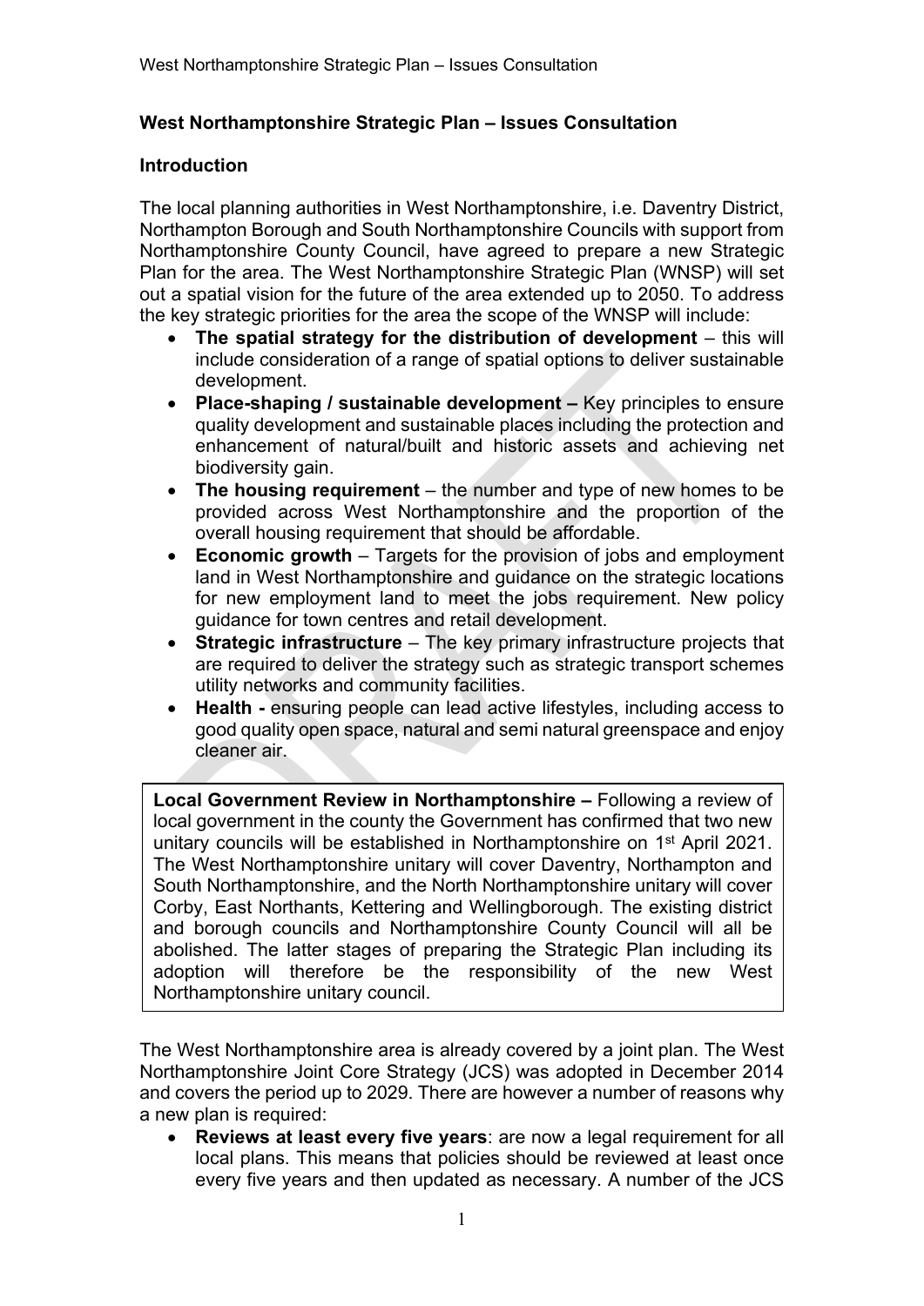**West Northamptonshire Strategic Plan – Issues Consultation**

**Introduction**

The local planning authorities in West Northamptonshire, i.e. Daventry District, Northampton Borough and South Northamptonshire Councils with support from Northamptonshire County Council, have agreed to prepare a new Strategic Plan for the area. The West Northamptonshire Strategic Plan (WNSP) will set out a spatial vision for the future of the area extended up to 2050. To address the key strategic priorities for the area the scope of the WNSP will include:

- **The spatial strategy for the distribution of development** – this will include consideration of a range of spatial options to deliver sustainable development.
- **Place-shaping / sustainable development –** Key principles to ensure quality development and sustainable places including the protection and enhancement of natural/built and historic assets and achieving net biodiversity gain.
- **The housing requirement** – the number and type of new homes to be provided across West Northamptonshire and the proportion of the overall housing requirement that should be affordable.
- **Economic growth** – Targets for the provision of jobs and employment land in West Northamptonshire and guidance on the strategic locations for new employment land to meet the jobs requirement. New policy guidance for town centres and retail development.
- **Strategic infrastructure** – The key primary infrastructure projects that are required to deliver the strategy such as strategic transport schemes utility networks and community facilities.
- **Health -** ensuring people can lead active lifestyles, including access to good quality open space, natural and semi natural greenspace and enjoy cleaner air.

**Local Government Review in Northamptonshire –** Following a review of local government in the county the Government has confirmed that two new unitary councils will be established in Northamptonshire on 1st April 2021. The West Northamptonshire unitary will cover Daventry, Northampton and South Northamptonshire, and the North Northamptonshire unitary will cover Corby, East Northants, Kettering and Wellingborough. The existing district and borough councils and Northamptonshire County Council will all be abolished. The latter stages of preparing the Strategic Plan including its adoption will therefore be the responsibility of the new West Northamptonshire unitary council.

The West Northamptonshire area is already covered by a joint plan. The West Northamptonshire Joint Core Strategy (JCS) was adopted in December 2014 and covers the period up to 2029. There are however a number of reasons why a new plan is required:

- **Reviews at least every five years**: are now a legal requirement for all local plans. This means that policies should be reviewed at least once every five years and then updated as necessary. A number of the JCS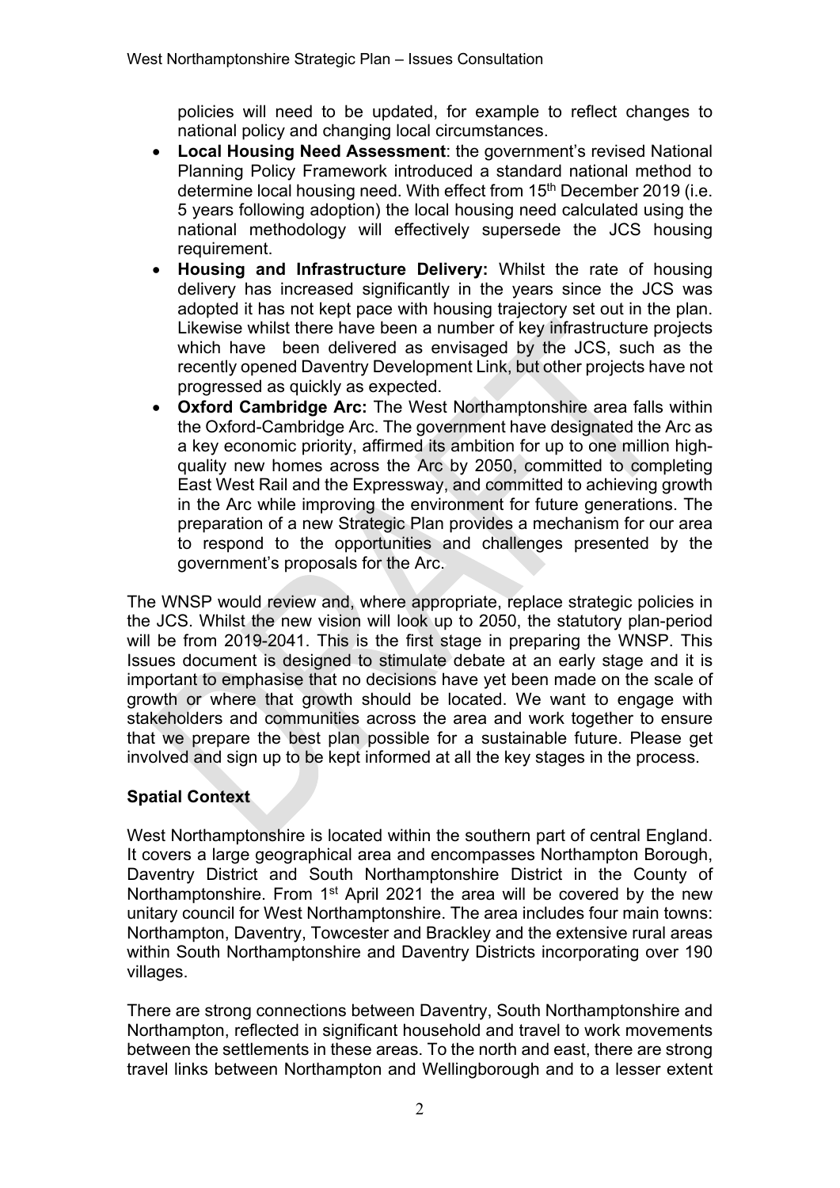policies will need to be updated, for example to reflect changes to national policy and changing local circumstances.

- **Local Housing Need Assessment**: the government's revised National Planning Policy Framework introduced a standard national method to determine local housing need. With effect from 15th December 2019 (i.e. 5 years following adoption) the local housing need calculated using the national methodology will effectively supersede the JCS housing requirement.
- **Housing and Infrastructure Delivery:** Whilst the rate of housing delivery has increased significantly in the years since the JCS was adopted it has not kept pace with housing trajectory set out in the plan. Likewise whilst there have been a number of key infrastructure projects which have been delivered as envisaged by the JCS, such as the recently opened Daventry Development Link, but other projects have not progressed as quickly as expected.
- **Oxford Cambridge Arc:** The West Northamptonshire area falls within the Oxford-Cambridge Arc. The government have designated the Arc as a key economic priority, affirmed its ambition for up to one million high-quality new homes across the Arc by 2050, committed to completing East West Rail and the Expressway, and committed to achieving growth in the Arc while improving the environment for future generations. The preparation of a new Strategic Plan provides a mechanism for our area to respond to the opportunities and challenges presented by the government's proposals for the Arc.

The WNSP would review and, where appropriate, replace strategic policies in the JCS. Whilst the new vision will look up to 2050, the statutory plan-period will be from 2019-2041. This is the first stage in preparing the WNSP. This Issues document is designed to stimulate debate at an early stage and it is important to emphasise that no decisions have yet been made on the scale of growth or where that growth should be located. We want to engage with stakeholders and communities across the area and work together to ensure that we prepare the best plan possible for a sustainable future. Please get involved and sign up to be kept informed at all the key stages in the process.

**Spatial Context**

West Northamptonshire is located within the southern part of central England. It covers a large geographical area and encompasses Northampton Borough, Daventry District and South Northamptonshire District in the County of Northamptonshire. From 1st April 2021 the area will be covered by the new unitary council for West Northamptonshire. The area includes four main towns: Northampton, Daventry, Towcester and Brackley and the extensive rural areas within South Northamptonshire and Daventry Districts incorporating over 190 villages.

There are strong connections between Daventry, South Northamptonshire and Northampton, reflected in significant household and travel to work movements between the settlements in these areas. To the north and east, there are strong travel links between Northampton and Wellingborough and to a lesser extent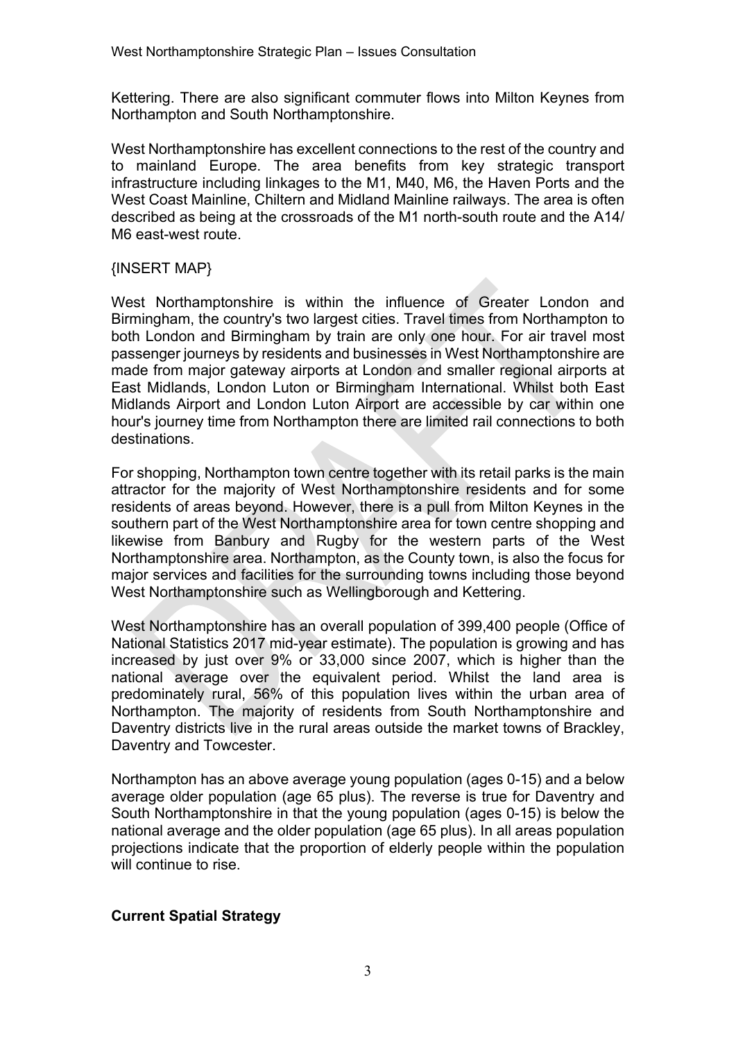Kettering. There are also significant commuter flows into Milton Keynes from Northampton and South Northamptonshire.

West Northamptonshire has excellent connections to the rest of the country and to mainland Europe. The area benefits from key strategic transport infrastructure including linkages to the M1, M40, M6, the Haven Ports and the West Coast Mainline, Chiltern and Midland Mainline railways. The area is often described as being at the crossroads of the M1 north-south route and the A14/ M6 east-west route.

{INSERT MAP}

West Northamptonshire is within the influence of Greater London and Birmingham, the country's two largest cities. Travel times from Northampton to both London and Birmingham by train are only one hour. For air travel most passenger journeys by residents and businesses in West Northamptonshire are made from major gateway airports at London and smaller regional airports at East Midlands, London Luton or Birmingham International. Whilst both East Midlands Airport and London Luton Airport are accessible by car within one hour's journey time from Northampton there are limited rail connections to both destinations.

For shopping, Northampton town centre together with its retail parks is the main attractor for the majority of West Northamptonshire residents and for some residents of areas beyond. However, there is a pull from Milton Keynes in the southern part of the West Northamptonshire area for town centre shopping and likewise from Banbury and Rugby for the western parts of the West Northamptonshire area. Northampton, as the County town, is also the focus for major services and facilities for the surrounding towns including those beyond West Northamptonshire such as Wellingborough and Kettering.

West Northamptonshire has an overall population of 399,400 people (Office of National Statistics 2017 mid-year estimate). The population is growing and has increased by just over 9% or 33,000 since 2007, which is higher than the national average over the equivalent period. Whilst the land area is predominately rural, 56% of this population lives within the urban area of Northampton. The majority of residents from South Northamptonshire and Daventry districts live in the rural areas outside the market towns of Brackley, Daventry and Towcester.

Northampton has an above average young population (ages 0-15) and a below average older population (age 65 plus). The reverse is true for Daventry and South Northamptonshire in that the young population (ages 0-15) is below the national average and the older population (age 65 plus). In all areas population projections indicate that the proportion of elderly people within the population will continue to rise.

## Current Spatial Strategy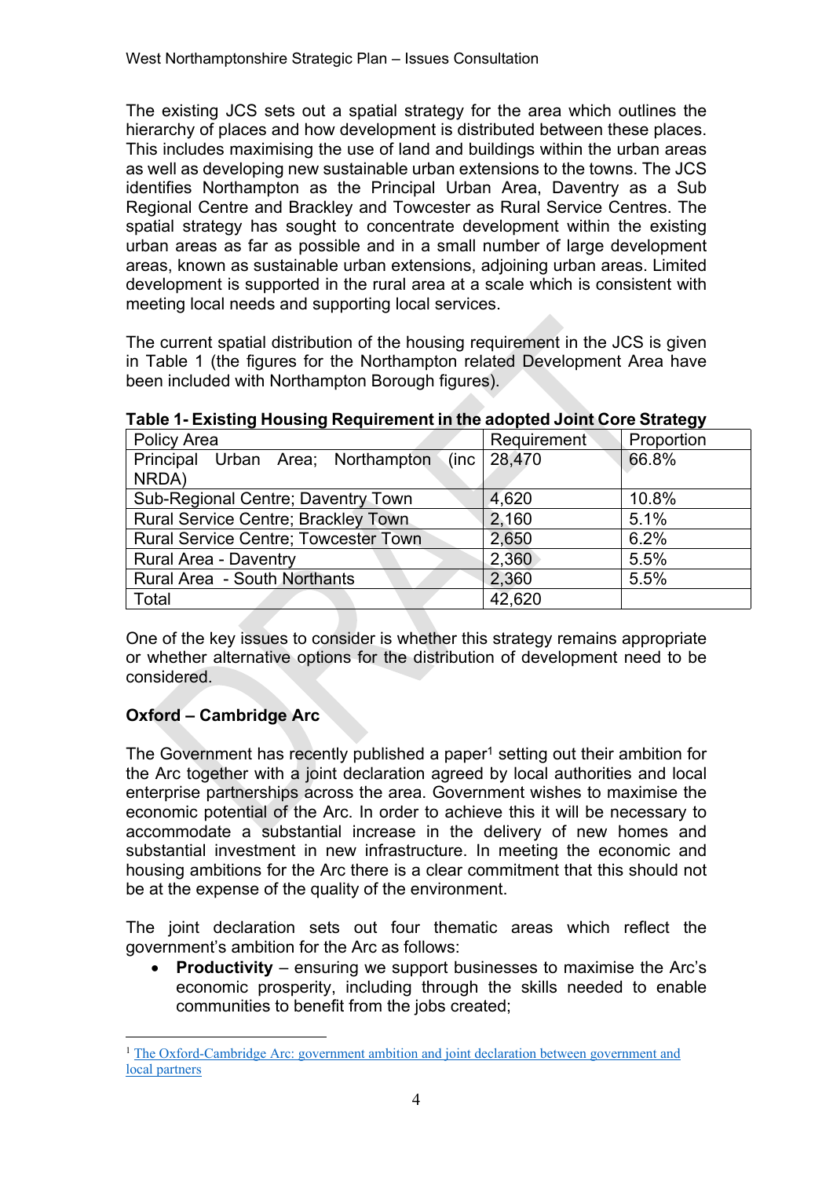The existing JCS sets out a spatial strategy for the area which outlines the hierarchy of places and how development is distributed between these places. This includes maximising the use of land and buildings within the urban areas as well as developing new sustainable urban extensions to the towns. The JCS identifies Northampton as the Principal Urban Area, Daventry as a Sub Regional Centre and Brackley and Towcester as Rural Service Centres. The spatial strategy has sought to concentrate development within the existing urban areas as far as possible and in a small number of large development areas, known as sustainable urban extensions, adjoining urban areas. Limited development is supported in the rural area at a scale which is consistent with meeting local needs and supporting local services.

The current spatial distribution of the housing requirement in the JCS is given in Table 1 (the figures for the Northampton related Development Area have been included with Northampton Borough figures).

**Table 1- Existing Housing Requirement in the adopted Joint Core Strategy**

| Policy Area | Requirement | Proportion |
|---|---|---|
| Principal Urban Area; Northampton (inc NRDA) | 28,470 | 66.8% |
| Sub-Regional Centre; Daventry Town | 4,620 | 10.8% |
| Rural Service Centre; Brackley Town | 2,160 | 5.1% |
| Rural Service Centre; Towcester Town | 2,650 | 6.2% |
| Rural Area - Daventry | 2,360 | 5.5% |
| Rural Area - South Northants | 2,360 | 5.5% |
| Total | 42,620 | |

One of the key issues to consider is whether this strategy remains appropriate or whether alternative options for the distribution of development need to be considered.

**Oxford – Cambridge Arc**

The Government has recently published a paper[1] setting out their ambition for the Arc together with a joint declaration agreed by local authorities and local enterprise partnerships across the area. Government wishes to maximise the economic potential of the Arc. In order to achieve this it will be necessary to accommodate a substantial increase in the delivery of new homes and substantial investment in new infrastructure. In meeting the economic and housing ambitions for the Arc there is a clear commitment that this should not be at the expense of the quality of the environment.

The joint declaration sets out four thematic areas which reflect the government's ambition for the Arc as follows:

- **Productivity** – ensuring we support businesses to maximise the Arc's economic prosperity, including through the skills needed to enable communities to benefit from the jobs created;

[1] The Oxford-Cambridge Arc: government ambition and joint declaration between government and local partners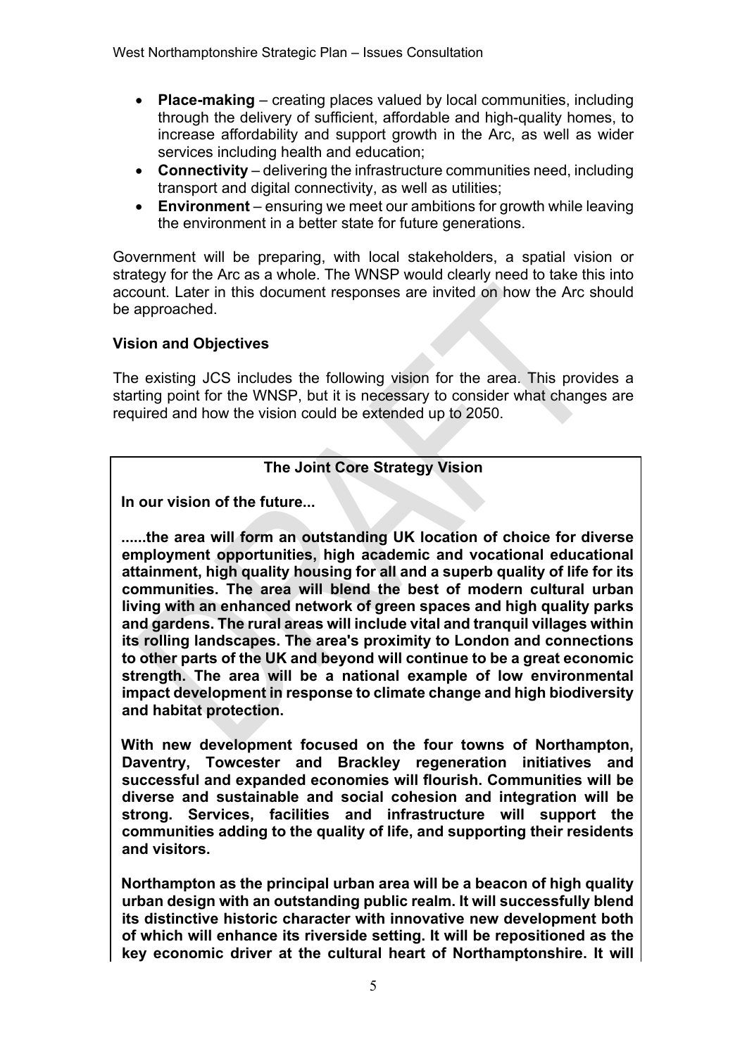- **Place-making** – creating places valued by local communities, including through the delivery of sufficient, affordable and high-quality homes, to increase affordability and support growth in the Arc, as well as wider services including health and education;
- **Connectivity** – delivering the infrastructure communities need, including transport and digital connectivity, as well as utilities;
- **Environment** – ensuring we meet our ambitions for growth while leaving the environment in a better state for future generations.

Government will be preparing, with local stakeholders, a spatial vision or strategy for the Arc as a whole. The WNSP would clearly need to take this into account. Later in this document responses are invited on how the Arc should be approached.

### Vision and Objectives

The existing JCS includes the following vision for the area. This provides a starting point for the WNSP, but it is necessary to consider what changes are required and how the vision could be extended up to 2050.

**The Joint Core Strategy Vision**

**In our vision of the future...**

**......the area will form an outstanding UK location of choice for diverse employment opportunities, high academic and vocational educational attainment, high quality housing for all and a superb quality of life for its communities. The area will blend the best of modern cultural urban living with an enhanced network of green spaces and high quality parks and gardens. The rural areas will include vital and tranquil villages within its rolling landscapes. The area's proximity to London and connections to other parts of the UK and beyond will continue to be a great economic strength. The area will be a national example of low environmental impact development in response to climate change and high biodiversity and habitat protection.**

**With new development focused on the four towns of Northampton, Daventry, Towcester and Brackley regeneration initiatives and successful and expanded economies will flourish. Communities will be diverse and sustainable and social cohesion and integration will be strong. Services, facilities and infrastructure will support the communities adding to the quality of life, and supporting their residents and visitors.**

**Northampton as the principal urban area will be a beacon of high quality urban design with an outstanding public realm. It will successfully blend its distinctive historic character with innovative new development both of which will enhance its riverside setting. It will be repositioned as the key economic driver at the cultural heart of Northamptonshire. It will**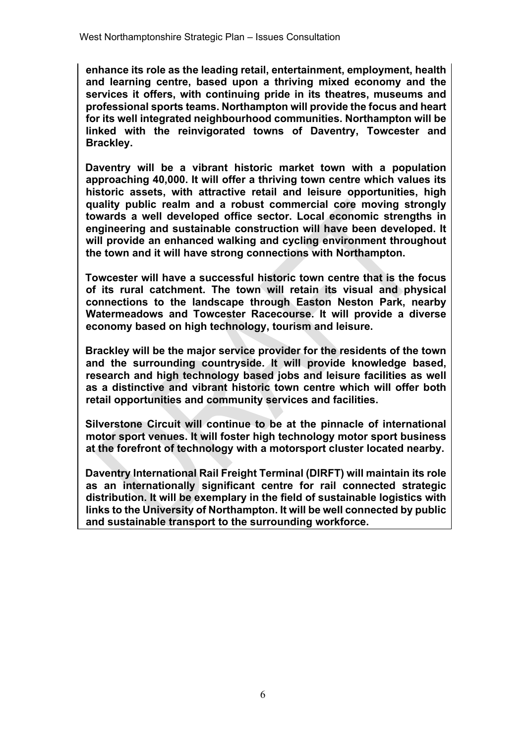**enhance its role as the leading retail, entertainment, employment, health and learning centre, based upon a thriving mixed economy and the services it offers, with continuing pride in its theatres, museums and professional sports teams. Northampton will provide the focus and heart for its well integrated neighbourhood communities. Northampton will be linked with the reinvigorated towns of Daventry, Towcester and Brackley.**

**Daventry will be a vibrant historic market town with a population approaching 40,000. It will offer a thriving town centre which values its historic assets, with attractive retail and leisure opportunities, high quality public realm and a robust commercial core moving strongly towards a well developed office sector. Local economic strengths in engineering and sustainable construction will have been developed. It will provide an enhanced walking and cycling environment throughout the town and it will have strong connections with Northampton.**

**Towcester will have a successful historic town centre that is the focus of its rural catchment. The town will retain its visual and physical connections to the landscape through Easton Neston Park, nearby Watermeadows and Towcester Racecourse. It will provide a diverse economy based on high technology, tourism and leisure.**

**Brackley will be the major service provider for the residents of the town and the surrounding countryside. It will provide knowledge based, research and high technology based jobs and leisure facilities as well as a distinctive and vibrant historic town centre which will offer both retail opportunities and community services and facilities.**

**Silverstone Circuit will continue to be at the pinnacle of international motor sport venues. It will foster high technology motor sport business at the forefront of technology with a motorsport cluster located nearby.**

**Daventry International Rail Freight Terminal (DIRFT) will maintain its role as an internationally significant centre for rail connected strategic distribution. It will be exemplary in the field of sustainable logistics with links to the University of Northampton. It will be well connected by public and sustainable transport to the surrounding workforce.**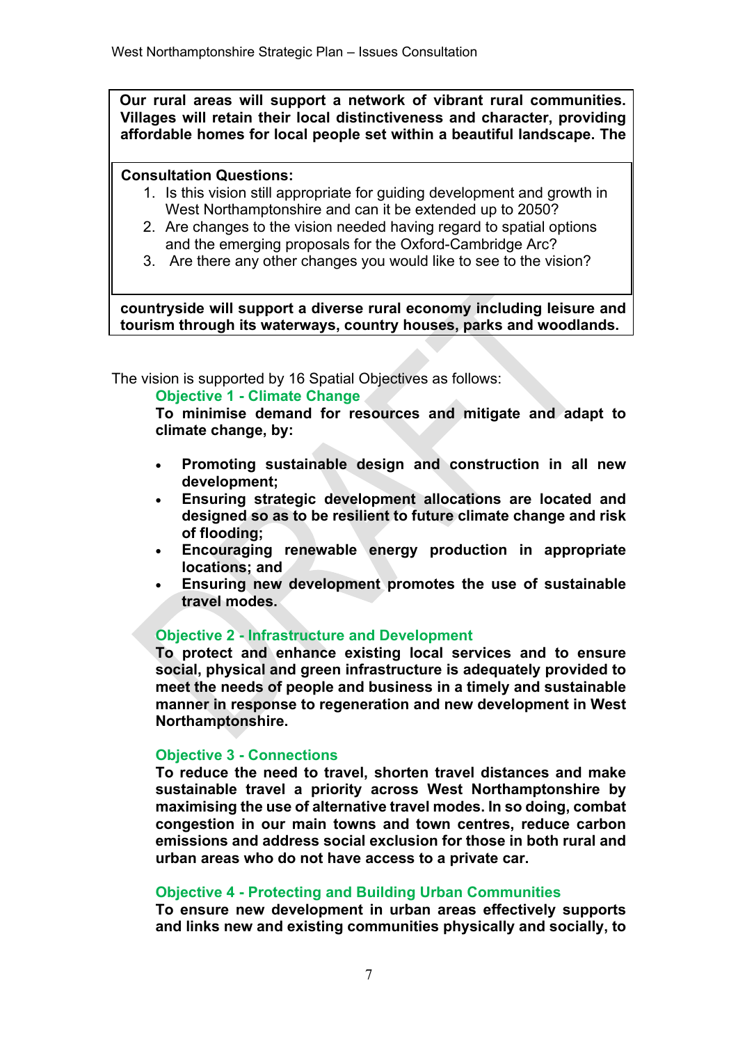**Our rural areas will support a network of vibrant rural communities. Villages will retain their local distinctiveness and character, providing affordable homes for local people set within a beautiful landscape. The countryside will support a diverse rural economy including leisure and tourism through its waterways, country houses, parks and woodlands.**

**Consultation Questions:**

1. Is this vision still appropriate for guiding development and growth in West Northamptonshire and can it be extended up to 2050?
2. Are changes to the vision needed having regard to spatial options and the emerging proposals for the Oxford-Cambridge Arc?
3. Are there any other changes you would like to see to the vision?

The vision is supported by 16 Spatial Objectives as follows:

### Objective 1 - Climate Change

**To minimise demand for resources and mitigate and adapt to climate change, by:**

- **Promoting sustainable design and construction in all new development;**
- **Ensuring strategic development allocations are located and designed so as to be resilient to future climate change and risk of flooding;**
- **Encouraging renewable energy production in appropriate locations; and**
- **Ensuring new development promotes the use of sustainable travel modes.**

### Objective 2 - Infrastructure and Development

**To protect and enhance existing local services and to ensure social, physical and green infrastructure is adequately provided to meet the needs of people and business in a timely and sustainable manner in response to regeneration and new development in West Northamptonshire.**

### Objective 3 - Connections

**To reduce the need to travel, shorten travel distances and make sustainable travel a priority across West Northamptonshire by maximising the use of alternative travel modes. In so doing, combat congestion in our main towns and town centres, reduce carbon emissions and address social exclusion for those in both rural and urban areas who do not have access to a private car.**

### Objective 4 - Protecting and Building Urban Communities

**To ensure new development in urban areas effectively supports and links new and existing communities physically and socially, to**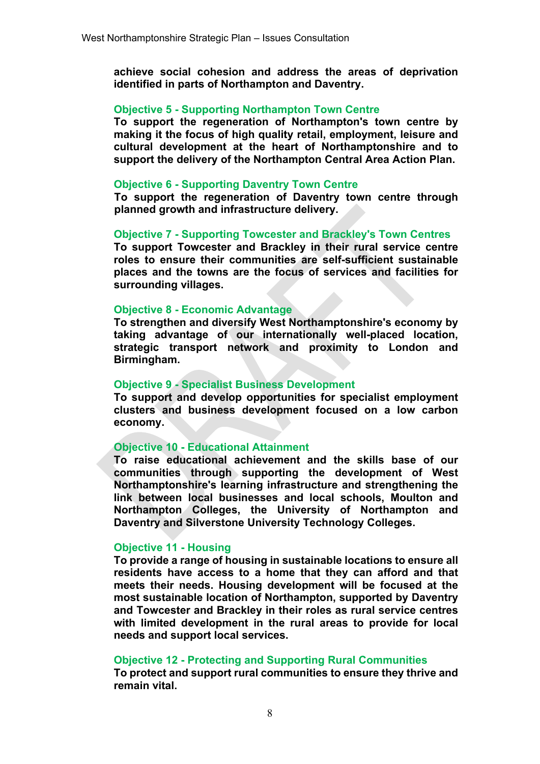**achieve social cohesion and address the areas of deprivation identified in parts of Northampton and Daventry.**

### Objective 5 - Supporting Northampton Town Centre

**To support the regeneration of Northampton's town centre by making it the focus of high quality retail, employment, leisure and cultural development at the heart of Northamptonshire and to support the delivery of the Northampton Central Area Action Plan.**

### Objective 6 - Supporting Daventry Town Centre

**To support the regeneration of Daventry town centre through planned growth and infrastructure delivery.**

### Objective 7 - Supporting Towcester and Brackley's Town Centres

**To support Towcester and Brackley in their rural service centre roles to ensure their communities are self-sufficient sustainable places and the towns are the focus of services and facilities for surrounding villages.**

### Objective 8 - Economic Advantage

**To strengthen and diversify West Northamptonshire's economy by taking advantage of our internationally well-placed location, strategic transport network and proximity to London and Birmingham.**

### Objective 9 - Specialist Business Development

**To support and develop opportunities for specialist employment clusters and business development focused on a low carbon economy.**

### Objective 10 - Educational Attainment

**To raise educational achievement and the skills base of our communities through supporting the development of West Northamptonshire's learning infrastructure and strengthening the link between local businesses and local schools, Moulton and Northampton Colleges, the University of Northampton and Daventry and Silverstone University Technology Colleges.**

### Objective 11 - Housing

**To provide a range of housing in sustainable locations to ensure all residents have access to a home that they can afford and that meets their needs. Housing development will be focused at the most sustainable location of Northampton, supported by Daventry and Towcester and Brackley in their roles as rural service centres with limited development in the rural areas to provide for local needs and support local services.**

### Objective 12 - Protecting and Supporting Rural Communities

**To protect and support rural communities to ensure they thrive and remain vital.**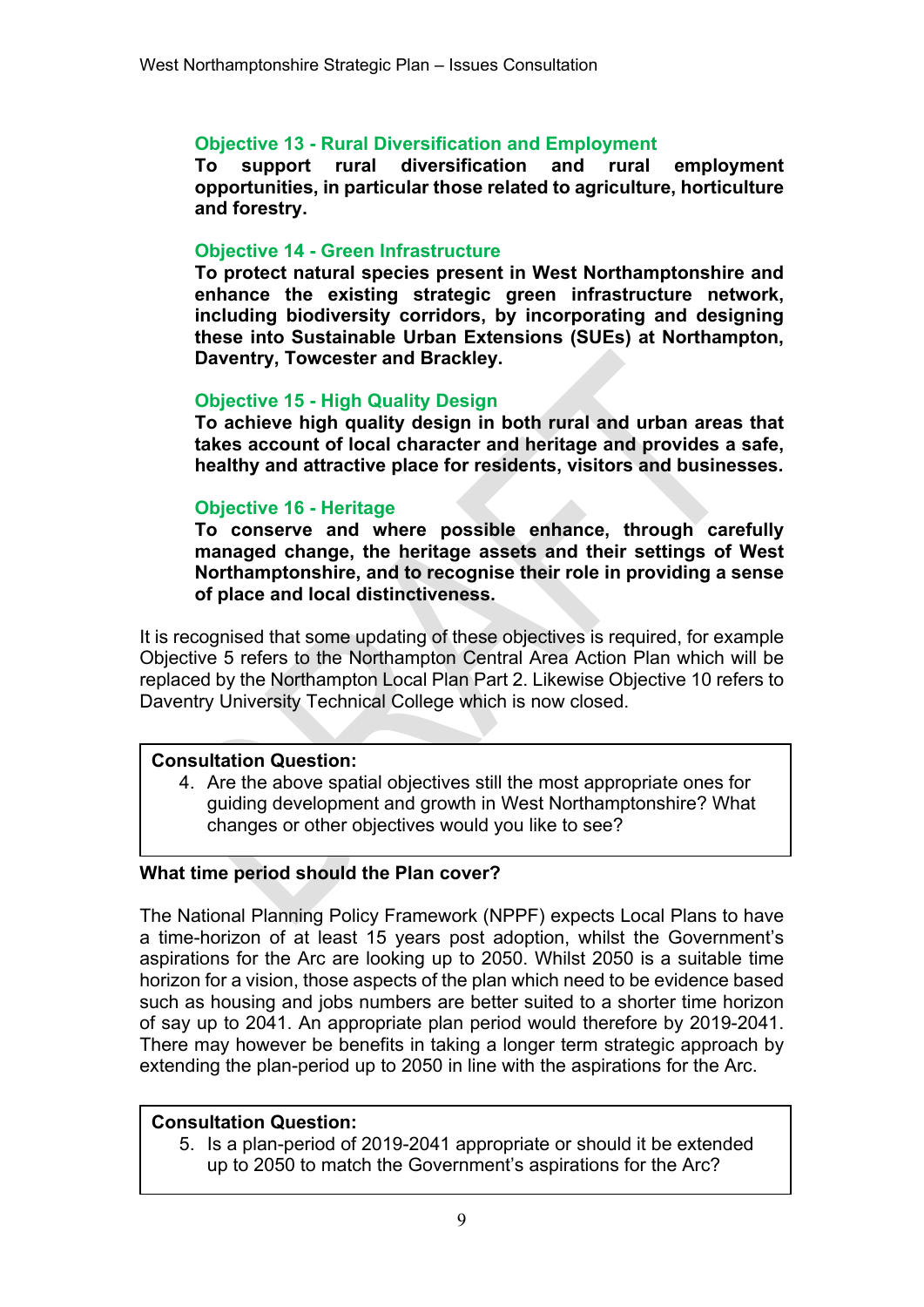### Objective 13 - Rural Diversification and Employment

**To support rural diversification and rural employment opportunities, in particular those related to agriculture, horticulture and forestry.**

### Objective 14 - Green Infrastructure

**To protect natural species present in West Northamptonshire and enhance the existing strategic green infrastructure network, including biodiversity corridors, by incorporating and designing these into Sustainable Urban Extensions (SUEs) at Northampton, Daventry, Towcester and Brackley.**

### Objective 15 - High Quality Design

**To achieve high quality design in both rural and urban areas that takes account of local character and heritage and provides a safe, healthy and attractive place for residents, visitors and businesses.**

### Objective 16 - Heritage

**To conserve and where possible enhance, through carefully managed change, the heritage assets and their settings of West Northamptonshire, and to recognise their role in providing a sense of place and local distinctiveness.**

It is recognised that some updating of these objectives is required, for example Objective 5 refers to the Northampton Central Area Action Plan which will be replaced by the Northampton Local Plan Part 2. Likewise Objective 10 refers to Daventry University Technical College which is now closed.

> **Consultation Question:**
>
> 4. Are the above spatial objectives still the most appropriate ones for guiding development and growth in West Northamptonshire? What changes or other objectives would you like to see?

## What time period should the Plan cover?

The National Planning Policy Framework (NPPF) expects Local Plans to have a time-horizon of at least 15 years post adoption, whilst the Government's aspirations for the Arc are looking up to 2050. Whilst 2050 is a suitable time horizon for a vision, those aspects of the plan which need to be evidence based such as housing and jobs numbers are better suited to a shorter time horizon of say up to 2041. An appropriate plan period would therefore by 2019-2041. There may however be benefits in taking a longer term strategic approach by extending the plan-period up to 2050 in line with the aspirations for the Arc.

> **Consultation Question:**
>
> 5. Is a plan-period of 2019-2041 appropriate or should it be extended up to 2050 to match the Government's aspirations for the Arc?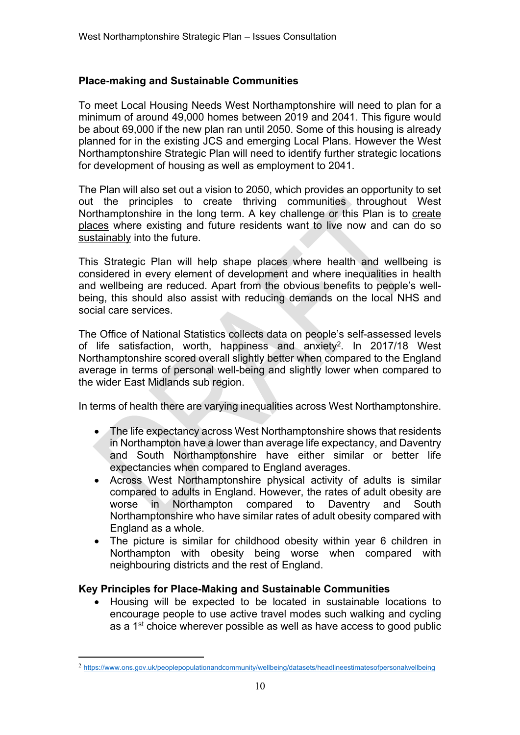## Place-making and Sustainable Communities

To meet Local Housing Needs West Northamptonshire will need to plan for a minimum of around 49,000 homes between 2019 and 2041. This figure would be about 69,000 if the new plan ran until 2050. Some of this housing is already planned for in the existing JCS and emerging Local Plans. However the West Northamptonshire Strategic Plan will need to identify further strategic locations for development of housing as well as employment to 2041.

The Plan will also set out a vision to 2050, which provides an opportunity to set out the principles to create thriving communities throughout West Northamptonshire in the long term. A key challenge or this Plan is to create places where existing and future residents want to live now and can do so sustainably into the future.

This Strategic Plan will help shape places where health and wellbeing is considered in every element of development and where inequalities in health and wellbeing are reduced. Apart from the obvious benefits to people's well-being, this should also assist with reducing demands on the local NHS and social care services.

The Office of National Statistics collects data on people's self-assessed levels of life satisfaction, worth, happiness and anxiety[2]. In 2017/18 West Northamptonshire scored overall slightly better when compared to the England average in terms of personal well-being and slightly lower when compared to the wider East Midlands sub region.

In terms of health there are varying inequalities across West Northamptonshire.

- The life expectancy across West Northamptonshire shows that residents in Northampton have a lower than average life expectancy, and Daventry and South Northamptonshire have either similar or better life expectancies when compared to England averages.
- Across West Northamptonshire physical activity of adults is similar compared to adults in England. However, the rates of adult obesity are worse in Northampton compared to Daventry and South Northamptonshire who have similar rates of adult obesity compared with England as a whole.
- The picture is similar for childhood obesity within year 6 children in Northampton with obesity being worse when compared with neighbouring districts and the rest of England.

### Key Principles for Place-Making and Sustainable Communities

- Housing will be expected to be located in sustainable locations to encourage people to use active travel modes such walking and cycling as a 1st choice wherever possible as well as have access to good public

[2] https://www.ons.gov.uk/peoplepopulationandcommunity/wellbeing/datasets/headlineestimatesofpersonalwellbeing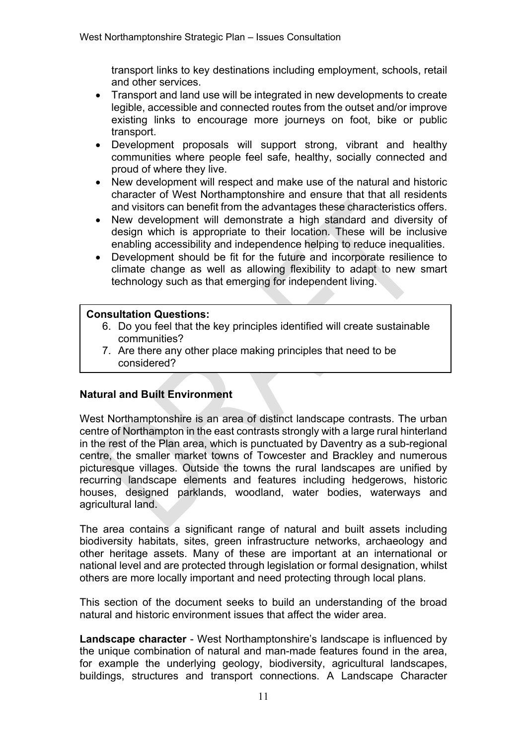transport links to key destinations including employment, schools, retail and other services.

- Transport and land use will be integrated in new developments to create legible, accessible and connected routes from the outset and/or improve existing links to encourage more journeys on foot, bike or public transport.
- Development proposals will support strong, vibrant and healthy communities where people feel safe, healthy, socially connected and proud of where they live.
- New development will respect and make use of the natural and historic character of West Northamptonshire and ensure that that all residents and visitors can benefit from the advantages these characteristics offers.
- New development will demonstrate a high standard and diversity of design which is appropriate to their location. These will be inclusive enabling accessibility and independence helping to reduce inequalities.
- Development should be fit for the future and incorporate resilience to climate change as well as allowing flexibility to adapt to new smart technology such as that emerging for independent living.

**Consultation Questions:**

6. Do you feel that the key principles identified will create sustainable communities?
7. Are there any other place making principles that need to be considered?

**Natural and Built Environment**

West Northamptonshire is an area of distinct landscape contrasts. The urban centre of Northampton in the east contrasts strongly with a large rural hinterland in the rest of the Plan area, which is punctuated by Daventry as a sub-regional centre, the smaller market towns of Towcester and Brackley and numerous picturesque villages. Outside the towns the rural landscapes are unified by recurring landscape elements and features including hedgerows, historic houses, designed parklands, woodland, water bodies, waterways and agricultural land.

The area contains a significant range of natural and built assets including biodiversity habitats, sites, green infrastructure networks, archaeology and other heritage assets. Many of these are important at an international or national level and are protected through legislation or formal designation, whilst others are more locally important and need protecting through local plans.

This section of the document seeks to build an understanding of the broad natural and historic environment issues that affect the wider area.

**Landscape character** - West Northamptonshire's landscape is influenced by the unique combination of natural and man-made features found in the area, for example the underlying geology, biodiversity, agricultural landscapes, buildings, structures and transport connections. A Landscape Character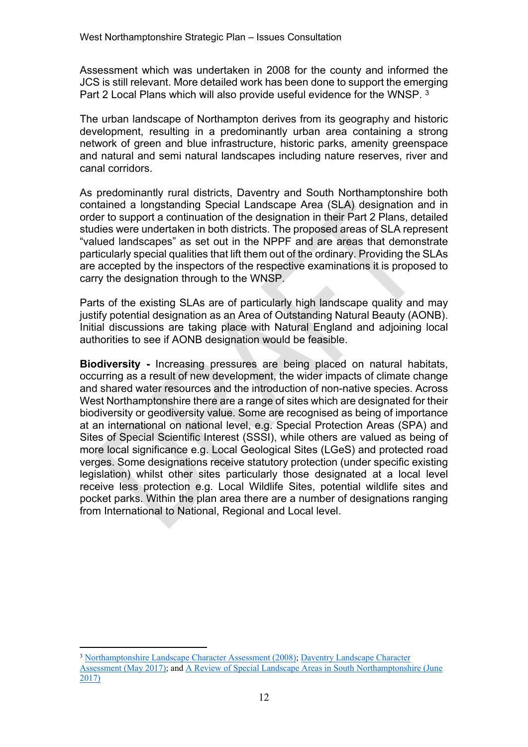Assessment which was undertaken in 2008 for the county and informed the JCS is still relevant. More detailed work has been done to support the emerging Part 2 Local Plans which will also provide useful evidence for the WNSP. [3]

The urban landscape of Northampton derives from its geography and historic development, resulting in a predominantly urban area containing a strong network of green and blue infrastructure, historic parks, amenity greenspace and natural and semi natural landscapes including nature reserves, river and canal corridors.

As predominantly rural districts, Daventry and South Northamptonshire both contained a longstanding Special Landscape Area (SLA) designation and in order to support a continuation of the designation in their Part 2 Plans, detailed studies were undertaken in both districts. The proposed areas of SLA represent "valued landscapes" as set out in the NPPF and are areas that demonstrate particularly special qualities that lift them out of the ordinary. Providing the SLAs are accepted by the inspectors of the respective examinations it is proposed to carry the designation through to the WNSP.

Parts of the existing SLAs are of particularly high landscape quality and may justify potential designation as an Area of Outstanding Natural Beauty (AONB). Initial discussions are taking place with Natural England and adjoining local authorities to see if AONB designation would be feasible.

**Biodiversity -** Increasing pressures are being placed on natural habitats, occurring as a result of new development, the wider impacts of climate change and shared water resources and the introduction of non-native species. Across West Northamptonshire there are a range of sites which are designated for their biodiversity or geodiversity value. Some are recognised as being of importance at an international on national level, e.g. Special Protection Areas (SPA) and Sites of Special Scientific Interest (SSSI), while others are valued as being of more local significance e.g. Local Geological Sites (LGeS) and protected road verges. Some designations receive statutory protection (under specific existing legislation) whilst other sites particularly those designated at a local level receive less protection e.g. Local Wildlife Sites, potential wildlife sites and pocket parks. Within the plan area there are a number of designations ranging from International to National, Regional and Local level.

---

[3] Northamptonshire Landscape Character Assessment (2008); Daventry Landscape Character Assessment (May 2017); and A Review of Special Landscape Areas in South Northamptonshire (June 2017)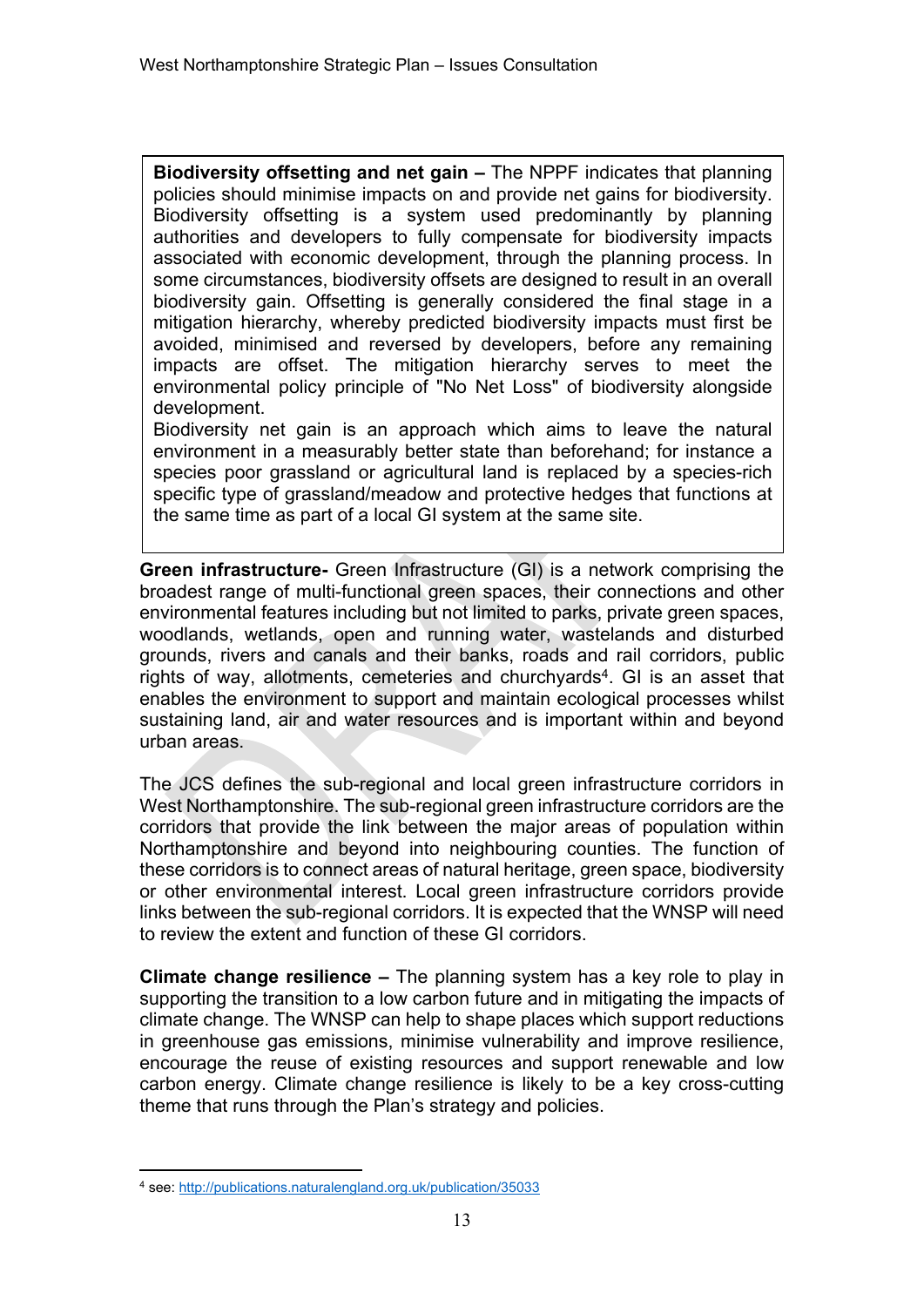**Biodiversity offsetting and net gain –** The NPPF indicates that planning policies should minimise impacts on and provide net gains for biodiversity. Biodiversity offsetting is a system used predominantly by planning authorities and developers to fully compensate for biodiversity impacts associated with economic development, through the planning process. In some circumstances, biodiversity offsets are designed to result in an overall biodiversity gain. Offsetting is generally considered the final stage in a mitigation hierarchy, whereby predicted biodiversity impacts must first be avoided, minimised and reversed by developers, before any remaining impacts are offset. The mitigation hierarchy serves to meet the environmental policy principle of "No Net Loss" of biodiversity alongside development.

Biodiversity net gain is an approach which aims to leave the natural environment in a measurably better state than beforehand; for instance a species poor grassland or agricultural land is replaced by a species-rich specific type of grassland/meadow and protective hedges that functions at the same time as part of a local GI system at the same site.

**Green infrastructure-** Green Infrastructure (GI) is a network comprising the broadest range of multi-functional green spaces, their connections and other environmental features including but not limited to parks, private green spaces, woodlands, wetlands, open and running water, wastelands and disturbed grounds, rivers and canals and their banks, roads and rail corridors, public rights of way, allotments, cemeteries and churchyards[4]. GI is an asset that enables the environment to support and maintain ecological processes whilst sustaining land, air and water resources and is important within and beyond urban areas.

The JCS defines the sub-regional and local green infrastructure corridors in West Northamptonshire. The sub-regional green infrastructure corridors are the corridors that provide the link between the major areas of population within Northamptonshire and beyond into neighbouring counties. The function of these corridors is to connect areas of natural heritage, green space, biodiversity or other environmental interest. Local green infrastructure corridors provide links between the sub-regional corridors. It is expected that the WNSP will need to review the extent and function of these GI corridors.

**Climate change resilience –** The planning system has a key role to play in supporting the transition to a low carbon future and in mitigating the impacts of climate change. The WNSP can help to shape places which support reductions in greenhouse gas emissions, minimise vulnerability and improve resilience, encourage the reuse of existing resources and support renewable and low carbon energy. Climate change resilience is likely to be a key cross-cutting theme that runs through the Plan's strategy and policies.

[4] see: http://publications.naturalengland.org.uk/publication/35033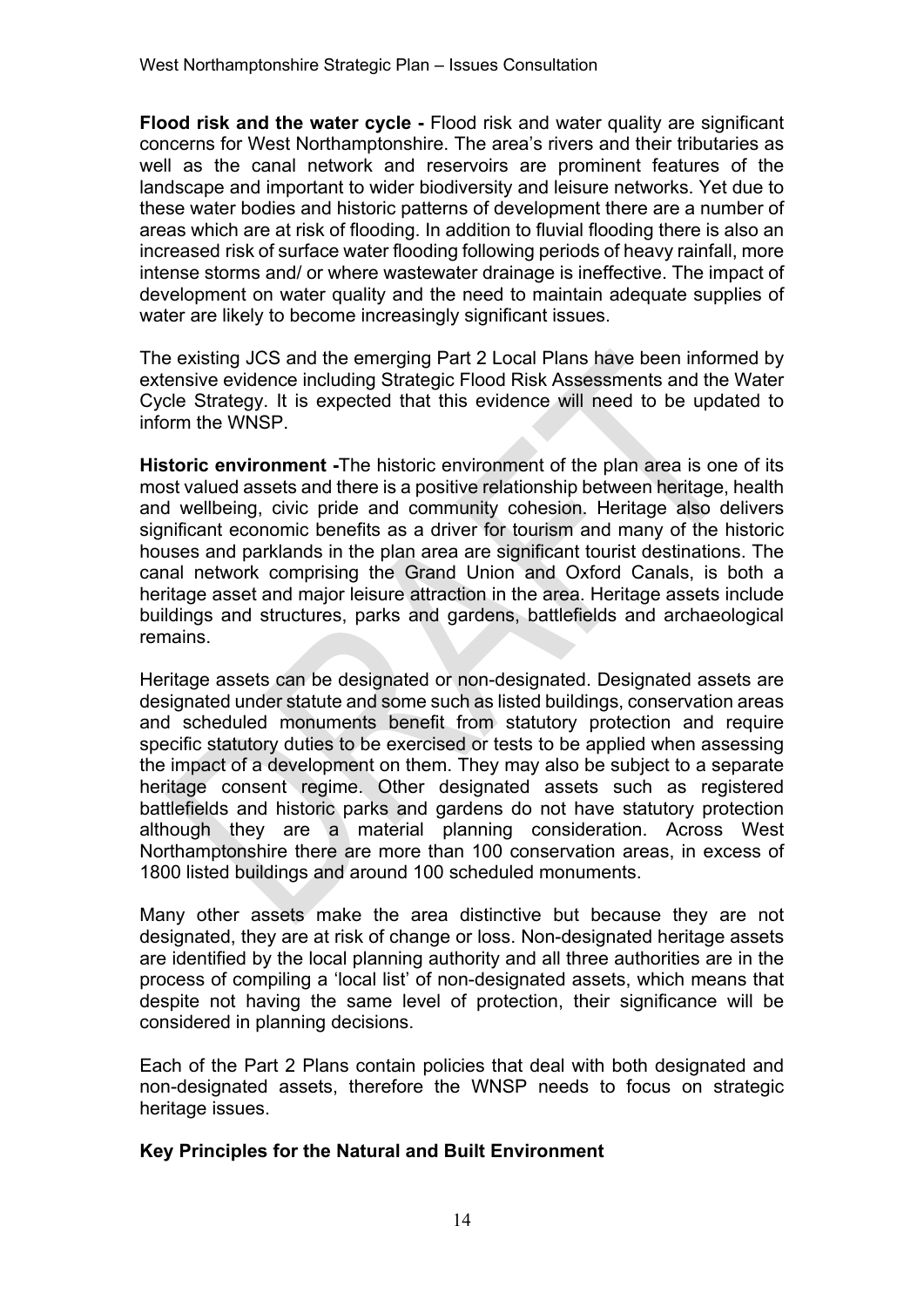**Flood risk and the water cycle -** Flood risk and water quality are significant concerns for West Northamptonshire. The area's rivers and their tributaries as well as the canal network and reservoirs are prominent features of the landscape and important to wider biodiversity and leisure networks. Yet due to these water bodies and historic patterns of development there are a number of areas which are at risk of flooding. In addition to fluvial flooding there is also an increased risk of surface water flooding following periods of heavy rainfall, more intense storms and/ or where wastewater drainage is ineffective. The impact of development on water quality and the need to maintain adequate supplies of water are likely to become increasingly significant issues.

The existing JCS and the emerging Part 2 Local Plans have been informed by extensive evidence including Strategic Flood Risk Assessments and the Water Cycle Strategy. It is expected that this evidence will need to be updated to inform the WNSP.

**Historic environment -**The historic environment of the plan area is one of its most valued assets and there is a positive relationship between heritage, health and wellbeing, civic pride and community cohesion. Heritage also delivers significant economic benefits as a driver for tourism and many of the historic houses and parklands in the plan area are significant tourist destinations. The canal network comprising the Grand Union and Oxford Canals, is both a heritage asset and major leisure attraction in the area. Heritage assets include buildings and structures, parks and gardens, battlefields and archaeological remains.

Heritage assets can be designated or non-designated. Designated assets are designated under statute and some such as listed buildings, conservation areas and scheduled monuments benefit from statutory protection and require specific statutory duties to be exercised or tests to be applied when assessing the impact of a development on them. They may also be subject to a separate heritage consent regime. Other designated assets such as registered battlefields and historic parks and gardens do not have statutory protection although they are a material planning consideration. Across West Northamptonshire there are more than 100 conservation areas, in excess of 1800 listed buildings and around 100 scheduled monuments.

Many other assets make the area distinctive but because they are not designated, they are at risk of change or loss. Non-designated heritage assets are identified by the local planning authority and all three authorities are in the process of compiling a 'local list' of non-designated assets, which means that despite not having the same level of protection, their significance will be considered in planning decisions.

Each of the Part 2 Plans contain policies that deal with both designated and non-designated assets, therefore the WNSP needs to focus on strategic heritage issues.

**Key Principles for the Natural and Built Environment**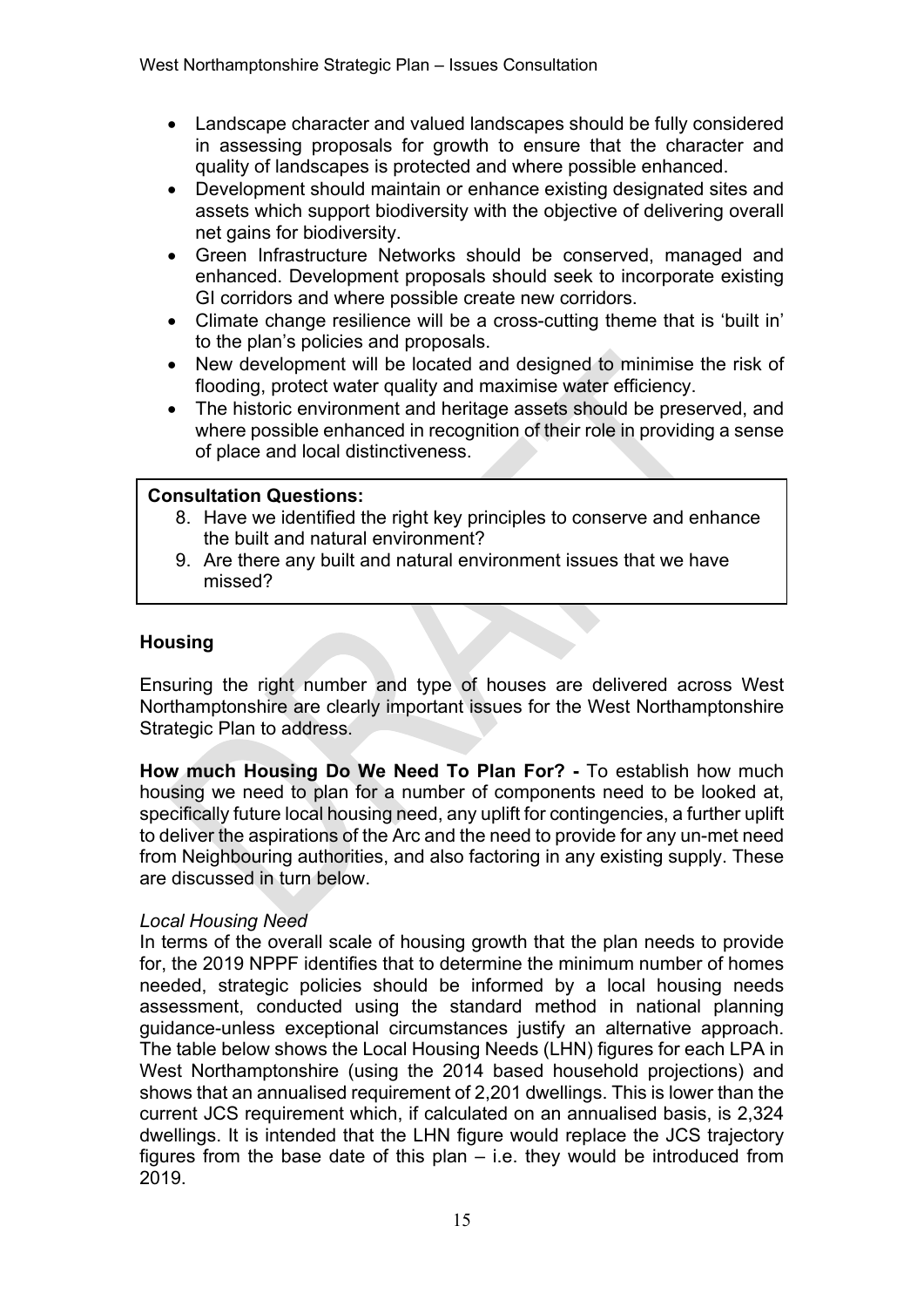- Landscape character and valued landscapes should be fully considered in assessing proposals for growth to ensure that the character and quality of landscapes is protected and where possible enhanced.
- Development should maintain or enhance existing designated sites and assets which support biodiversity with the objective of delivering overall net gains for biodiversity.
- Green Infrastructure Networks should be conserved, managed and enhanced. Development proposals should seek to incorporate existing GI corridors and where possible create new corridors.
- Climate change resilience will be a cross-cutting theme that is 'built in' to the plan's policies and proposals.
- New development will be located and designed to minimise the risk of flooding, protect water quality and maximise water efficiency.
- The historic environment and heritage assets should be preserved, and where possible enhanced in recognition of their role in providing a sense of place and local distinctiveness.

**Consultation Questions:**

8. Have we identified the right key principles to conserve and enhance the built and natural environment?
9. Are there any built and natural environment issues that we have missed?

## Housing

Ensuring the right number and type of houses are delivered across West Northamptonshire are clearly important issues for the West Northamptonshire Strategic Plan to address.

**How much Housing Do We Need To Plan For? -** To establish how much housing we need to plan for a number of components need to be looked at, specifically future local housing need, any uplift for contingencies, a further uplift to deliver the aspirations of the Arc and the need to provide for any un-met need from Neighbouring authorities, and also factoring in any existing supply. These are discussed in turn below.

*Local Housing Need*

In terms of the overall scale of housing growth that the plan needs to provide for, the 2019 NPPF identifies that to determine the minimum number of homes needed, strategic policies should be informed by a local housing needs assessment, conducted using the standard method in national planning guidance-unless exceptional circumstances justify an alternative approach. The table below shows the Local Housing Needs (LHN) figures for each LPA in West Northamptonshire (using the 2014 based household projections) and shows that an annualised requirement of 2,201 dwellings. This is lower than the current JCS requirement which, if calculated on an annualised basis, is 2,324 dwellings. It is intended that the LHN figure would replace the JCS trajectory figures from the base date of this plan – i.e. they would be introduced from 2019.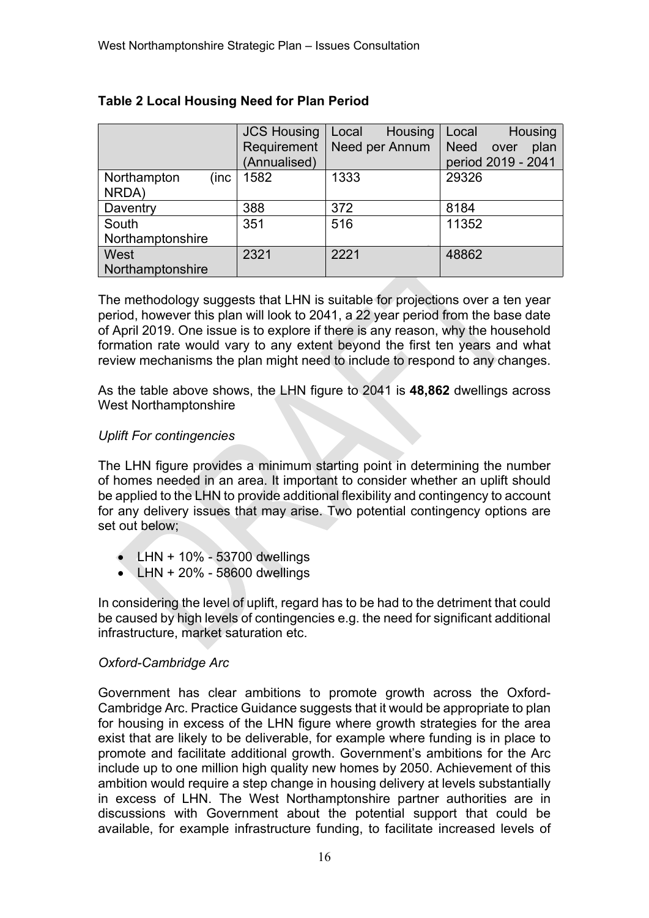**Table 2 Local Housing Need for Plan Period**

| | JCS Housing Requirement (Annualised) | Local Housing Need per Annum | Local Housing Need over plan period 2019 - 2041 |
|---|---|---|---|
| Northampton (inc NRDA) | 1582 | 1333 | 29326 |
| Daventry | 388 | 372 | 8184 |
| South Northamptonshire | 351 | 516 | 11352 |
| West Northamptonshire | 2321 | 2221 | 48862 |

The methodology suggests that LHN is suitable for projections over a ten year period, however this plan will look to 2041, a 22 year period from the base date of April 2019. One issue is to explore if there is any reason, why the household formation rate would vary to any extent beyond the first ten years and what review mechanisms the plan might need to include to respond to any changes.

As the table above shows, the LHN figure to 2041 is **48,862** dwellings across West Northamptonshire

*Uplift For contingencies*

The LHN figure provides a minimum starting point in determining the number of homes needed in an area. It important to consider whether an uplift should be applied to the LHN to provide additional flexibility and contingency to account for any delivery issues that may arise. Two potential contingency options are set out below;

- LHN + 10% - 53700 dwellings
- LHN + 20% - 58600 dwellings

In considering the level of uplift, regard has to be had to the detriment that could be caused by high levels of contingencies e.g. the need for significant additional infrastructure, market saturation etc.

*Oxford-Cambridge Arc*

Government has clear ambitions to promote growth across the Oxford-Cambridge Arc. Practice Guidance suggests that it would be appropriate to plan for housing in excess of the LHN figure where growth strategies for the area exist that are likely to be deliverable, for example where funding is in place to promote and facilitate additional growth. Government's ambitions for the Arc include up to one million high quality new homes by 2050. Achievement of this ambition would require a step change in housing delivery at levels substantially in excess of LHN. The West Northamptonshire partner authorities are in discussions with Government about the potential support that could be available, for example infrastructure funding, to facilitate increased levels of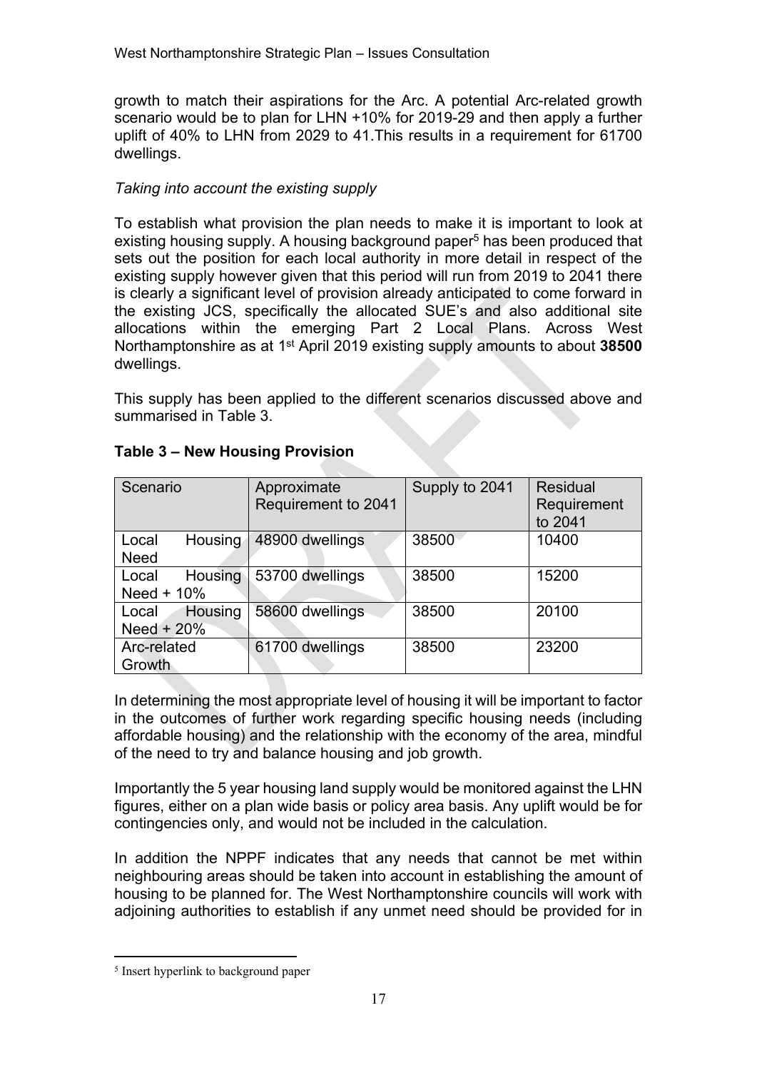growth to match their aspirations for the Arc. A potential Arc-related growth scenario would be to plan for LHN +10% for 2019-29 and then apply a further uplift of 40% to LHN from 2029 to 41.This results in a requirement for 61700 dwellings.

*Taking into account the existing supply*

To establish what provision the plan needs to make it is important to look at existing housing supply. A housing background paper[5] has been produced that sets out the position for each local authority in more detail in respect of the existing supply however given that this period will run from 2019 to 2041 there is clearly a significant level of provision already anticipated to come forward in the existing JCS, specifically the allocated SUE's and also additional site allocations within the emerging Part 2 Local Plans. Across West Northamptonshire as at 1st April 2019 existing supply amounts to about **38500** dwellings.

This supply has been applied to the different scenarios discussed above and summarised in Table 3.

**Table 3 – New Housing Provision**

| Scenario | Approximate Requirement to 2041 | Supply to 2041 | Residual Requirement to 2041 |
|---|---|---|---|
| Local Housing Need | 48900 dwellings | 38500 | 10400 |
| Local Housing Need + 10% | 53700 dwellings | 38500 | 15200 |
| Local Housing Need + 20% | 58600 dwellings | 38500 | 20100 |
| Arc-related Growth | 61700 dwellings | 38500 | 23200 |

In determining the most appropriate level of housing it will be important to factor in the outcomes of further work regarding specific housing needs (including affordable housing) and the relationship with the economy of the area, mindful of the need to try and balance housing and job growth.

Importantly the 5 year housing land supply would be monitored against the LHN figures, either on a plan wide basis or policy area basis. Any uplift would be for contingencies only, and would not be included in the calculation.

In addition the NPPF indicates that any needs that cannot be met within neighbouring areas should be taken into account in establishing the amount of housing to be planned for. The West Northamptonshire councils will work with adjoining authorities to establish if any unmet need should be provided for in

[5] Insert hyperlink to background paper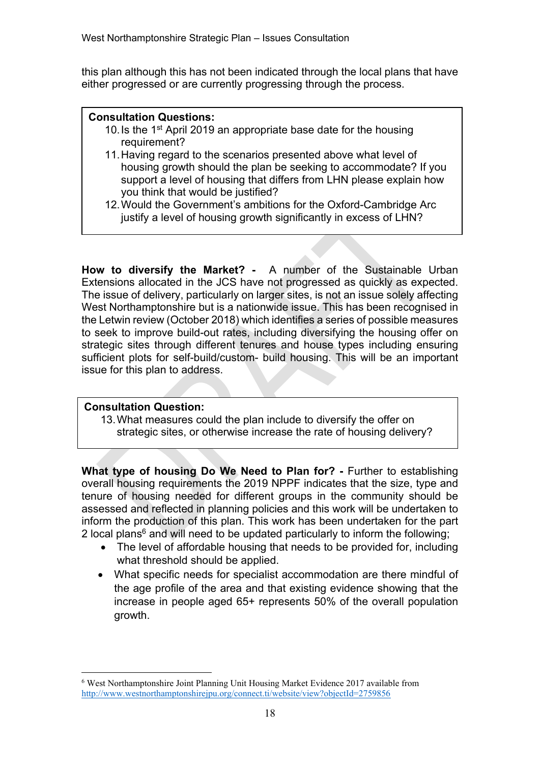this plan although this has not been indicated through the local plans that have either progressed or are currently progressing through the process.

> **Consultation Questions:**
> 10. Is the 1st April 2019 an appropriate base date for the housing requirement?
> 11. Having regard to the scenarios presented above what level of housing growth should the plan be seeking to accommodate? If you support a level of housing that differs from LHN please explain how you think that would be justified?
> 12. Would the Government's ambitions for the Oxford-Cambridge Arc justify a level of housing growth significantly in excess of LHN?

**How to diversify the Market? -** A number of the Sustainable Urban Extensions allocated in the JCS have not progressed as quickly as expected. The issue of delivery, particularly on larger sites, is not an issue solely affecting West Northamptonshire but is a nationwide issue. This has been recognised in the Letwin review (October 2018) which identifies a series of possible measures to seek to improve build-out rates, including diversifying the housing offer on strategic sites through different tenures and house types including ensuring sufficient plots for self-build/custom- build housing. This will be an important issue for this plan to address.

> **Consultation Question:**
> 13. What measures could the plan include to diversify the offer on strategic sites, or otherwise increase the rate of housing delivery?

**What type of housing Do We Need to Plan for? -** Further to establishing overall housing requirements the 2019 NPPF indicates that the size, type and tenure of housing needed for different groups in the community should be assessed and reflected in planning policies and this work will be undertaken to inform the production of this plan. This work has been undertaken for the part 2 local plans[6] and will need to be updated particularly to inform the following;

- The level of affordable housing that needs to be provided for, including what threshold should be applied.
- What specific needs for specialist accommodation are there mindful of the age profile of the area and that existing evidence showing that the increase in people aged 65+ represents 50% of the overall population growth.

[6] West Northamptonshire Joint Planning Unit Housing Market Evidence 2017 available from http://www.westnorthamptonshirejpu.org/connect.ti/website/view?objectId=2759856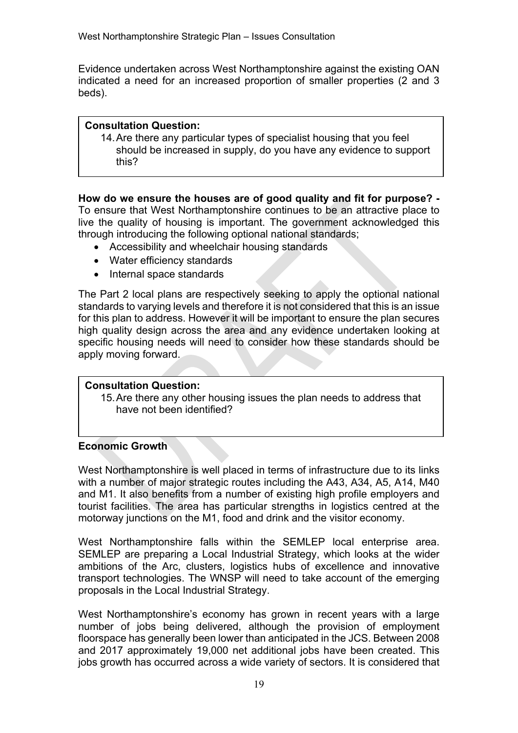Evidence undertaken across West Northamptonshire against the existing OAN indicated a need for an increased proportion of smaller properties (2 and 3 beds).

**Consultation Question:**

14. Are there any particular types of specialist housing that you feel should be increased in supply, do you have any evidence to support this?

**How do we ensure the houses are of good quality and fit for purpose? -** To ensure that West Northamptonshire continues to be an attractive place to live the quality of housing is important. The government acknowledged this through introducing the following optional national standards;

- Accessibility and wheelchair housing standards
- Water efficiency standards
- Internal space standards

The Part 2 local plans are respectively seeking to apply the optional national standards to varying levels and therefore it is not considered that this is an issue for this plan to address. However it will be important to ensure the plan secures high quality design across the area and any evidence undertaken looking at specific housing needs will need to consider how these standards should be apply moving forward.

**Consultation Question:**

15. Are there any other housing issues the plan needs to address that have not been identified?

**Economic Growth**

West Northamptonshire is well placed in terms of infrastructure due to its links with a number of major strategic routes including the A43, A34, A5, A14, M40 and M1. It also benefits from a number of existing high profile employers and tourist facilities. The area has particular strengths in logistics centred at the motorway junctions on the M1, food and drink and the visitor economy.

West Northamptonshire falls within the SEMLEP local enterprise area. SEMLEP are preparing a Local Industrial Strategy, which looks at the wider ambitions of the Arc, clusters, logistics hubs of excellence and innovative transport technologies. The WNSP will need to take account of the emerging proposals in the Local Industrial Strategy.

West Northamptonshire's economy has grown in recent years with a large number of jobs being delivered, although the provision of employment floorspace has generally been lower than anticipated in the JCS. Between 2008 and 2017 approximately 19,000 net additional jobs have been created. This jobs growth has occurred across a wide variety of sectors. It is considered that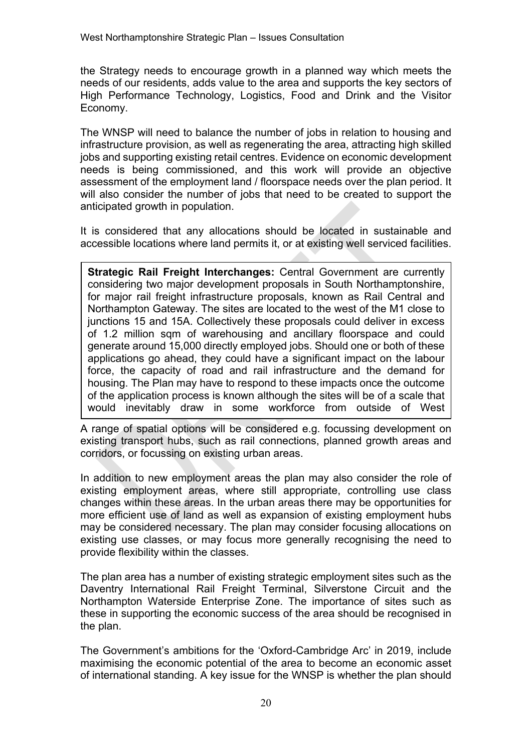the Strategy needs to encourage growth in a planned way which meets the needs of our residents, adds value to the area and supports the key sectors of High Performance Technology, Logistics, Food and Drink and the Visitor Economy.

The WNSP will need to balance the number of jobs in relation to housing and infrastructure provision, as well as regenerating the area, attracting high skilled jobs and supporting existing retail centres. Evidence on economic development needs is being commissioned, and this work will provide an objective assessment of the employment land / floorspace needs over the plan period. It will also consider the number of jobs that need to be created to support the anticipated growth in population.

It is considered that any allocations should be located in sustainable and accessible locations where land permits it, or at existing well serviced facilities.

**Strategic Rail Freight Interchanges:** Central Government are currently considering two major development proposals in South Northamptonshire, for major rail freight infrastructure proposals, known as Rail Central and Northampton Gateway. The sites are located to the west of the M1 close to junctions 15 and 15A. Collectively these proposals could deliver in excess of 1.2 million sqm of warehousing and ancillary floorspace and could generate around 15,000 directly employed jobs. Should one or both of these applications go ahead, they could have a significant impact on the labour force, the capacity of road and rail infrastructure and the demand for housing. The Plan may have to respond to these impacts once the outcome of the application process is known although the sites will be of a scale that would inevitably draw in some workforce from outside of West

A range of spatial options will be considered e.g. focussing development on existing transport hubs, such as rail connections, planned growth areas and corridors, or focussing on existing urban areas.

In addition to new employment areas the plan may also consider the role of existing employment areas, where still appropriate, controlling use class changes within these areas. In the urban areas there may be opportunities for more efficient use of land as well as expansion of existing employment hubs may be considered necessary. The plan may consider focusing allocations on existing use classes, or may focus more generally recognising the need to provide flexibility within the classes.

The plan area has a number of existing strategic employment sites such as the Daventry International Rail Freight Terminal, Silverstone Circuit and the Northampton Waterside Enterprise Zone. The importance of sites such as these in supporting the economic success of the area should be recognised in the plan.

The Government's ambitions for the 'Oxford-Cambridge Arc' in 2019, include maximising the economic potential of the area to become an economic asset of international standing. A key issue for the WNSP is whether the plan should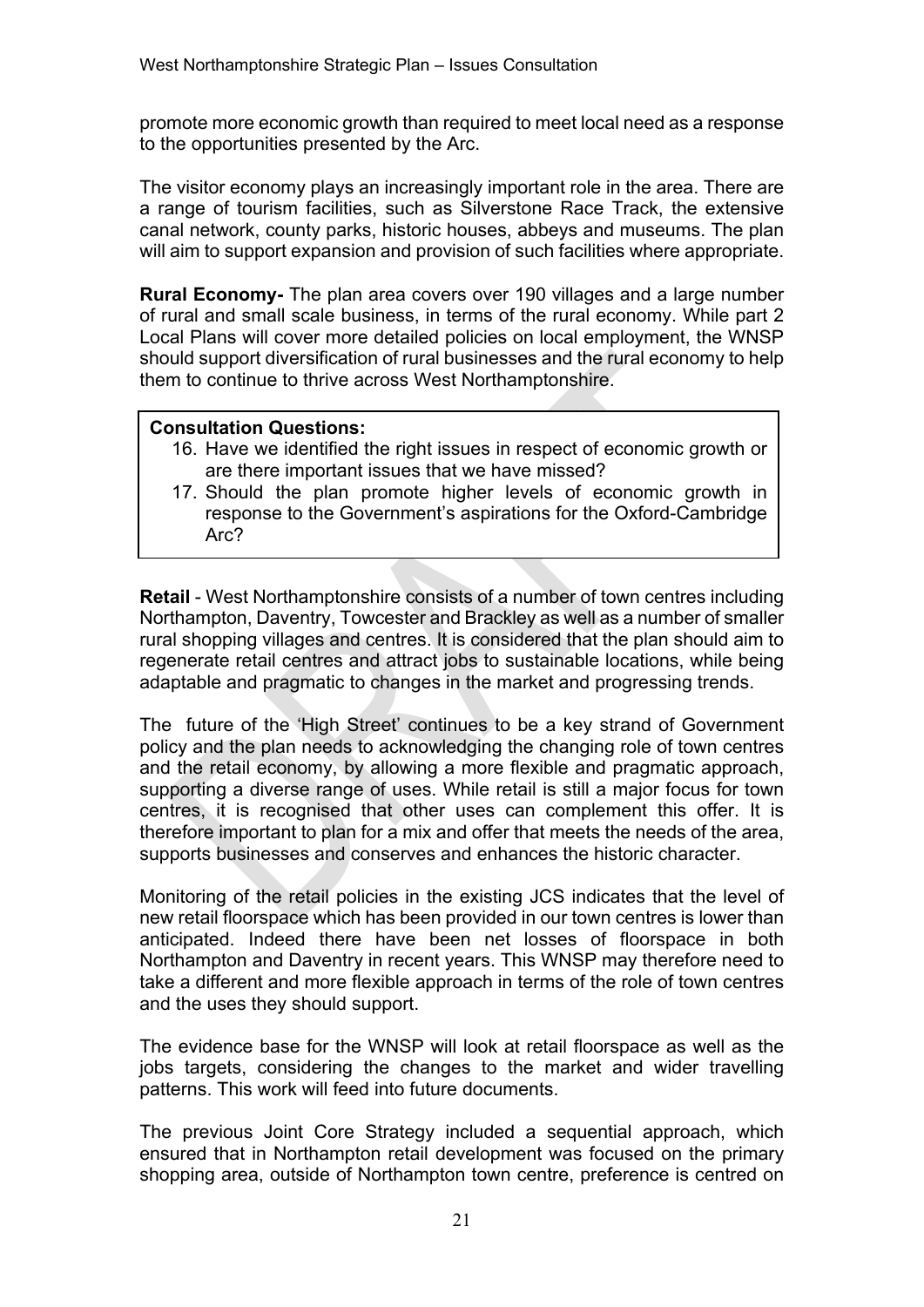promote more economic growth than required to meet local need as a response to the opportunities presented by the Arc.

The visitor economy plays an increasingly important role in the area. There are a range of tourism facilities, such as Silverstone Race Track, the extensive canal network, county parks, historic houses, abbeys and museums. The plan will aim to support expansion and provision of such facilities where appropriate.

**Rural Economy-** The plan area covers over 190 villages and a large number of rural and small scale business, in terms of the rural economy. While part 2 Local Plans will cover more detailed policies on local employment, the WNSP should support diversification of rural businesses and the rural economy to help them to continue to thrive across West Northamptonshire.

**Consultation Questions:**

16. Have we identified the right issues in respect of economic growth or are there important issues that we have missed?
17. Should the plan promote higher levels of economic growth in response to the Government's aspirations for the Oxford-Cambridge Arc?

**Retail** - West Northamptonshire consists of a number of town centres including Northampton, Daventry, Towcester and Brackley as well as a number of smaller rural shopping villages and centres. It is considered that the plan should aim to regenerate retail centres and attract jobs to sustainable locations, while being adaptable and pragmatic to changes in the market and progressing trends.

The future of the 'High Street' continues to be a key strand of Government policy and the plan needs to acknowledging the changing role of town centres and the retail economy, by allowing a more flexible and pragmatic approach, supporting a diverse range of uses. While retail is still a major focus for town centres, it is recognised that other uses can complement this offer. It is therefore important to plan for a mix and offer that meets the needs of the area, supports businesses and conserves and enhances the historic character.

Monitoring of the retail policies in the existing JCS indicates that the level of new retail floorspace which has been provided in our town centres is lower than anticipated. Indeed there have been net losses of floorspace in both Northampton and Daventry in recent years. This WNSP may therefore need to take a different and more flexible approach in terms of the role of town centres and the uses they should support.

The evidence base for the WNSP will look at retail floorspace as well as the jobs targets, considering the changes to the market and wider travelling patterns. This work will feed into future documents.

The previous Joint Core Strategy included a sequential approach, which ensured that in Northampton retail development was focused on the primary shopping area, outside of Northampton town centre, preference is centred on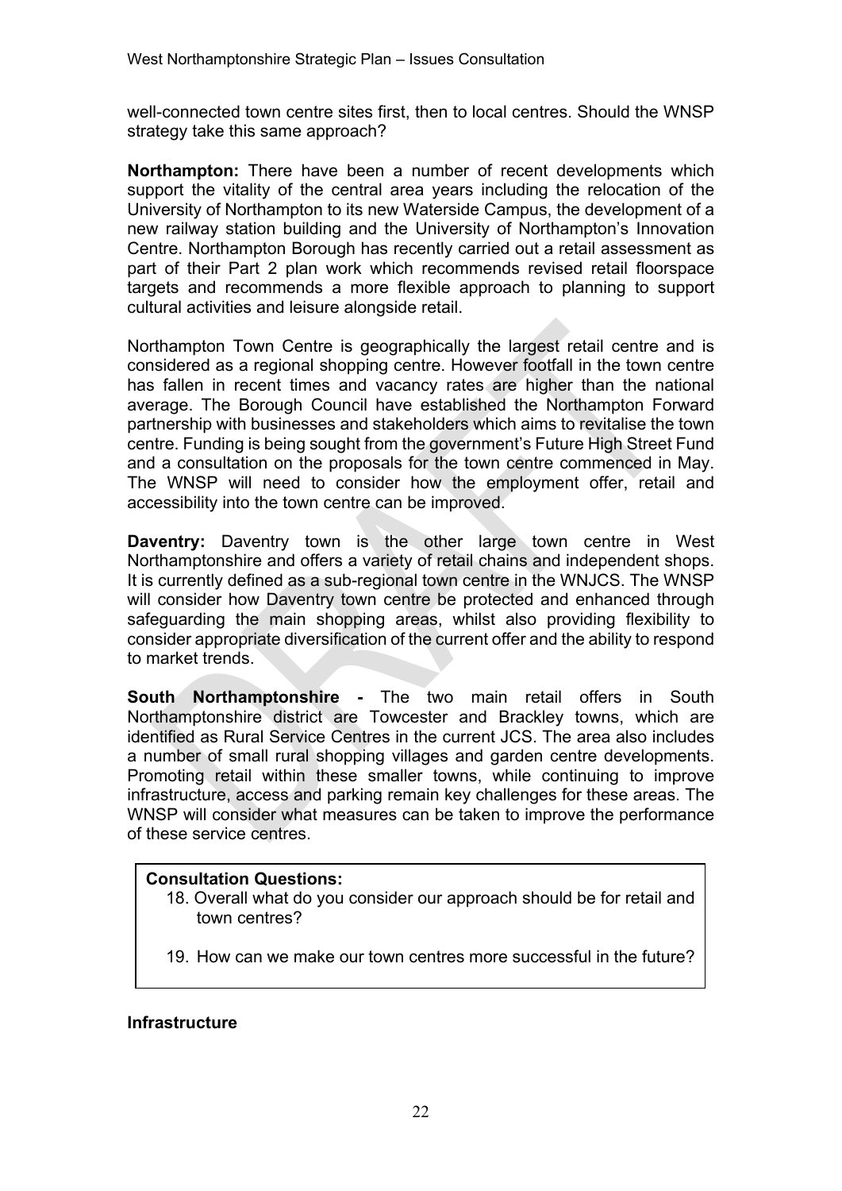well-connected town centre sites first, then to local centres. Should the WNSP strategy take this same approach?

**Northampton:** There have been a number of recent developments which support the vitality of the central area years including the relocation of the University of Northampton to its new Waterside Campus, the development of a new railway station building and the University of Northampton's Innovation Centre. Northampton Borough has recently carried out a retail assessment as part of their Part 2 plan work which recommends revised retail floorspace targets and recommends a more flexible approach to planning to support cultural activities and leisure alongside retail.

Northampton Town Centre is geographically the largest retail centre and is considered as a regional shopping centre. However footfall in the town centre has fallen in recent times and vacancy rates are higher than the national average. The Borough Council have established the Northampton Forward partnership with businesses and stakeholders which aims to revitalise the town centre. Funding is being sought from the government's Future High Street Fund and a consultation on the proposals for the town centre commenced in May. The WNSP will need to consider how the employment offer, retail and accessibility into the town centre can be improved.

**Daventry:** Daventry town is the other large town centre in West Northamptonshire and offers a variety of retail chains and independent shops. It is currently defined as a sub-regional town centre in the WNJCS. The WNSP will consider how Daventry town centre be protected and enhanced through safeguarding the main shopping areas, whilst also providing flexibility to consider appropriate diversification of the current offer and the ability to respond to market trends.

**South Northamptonshire -** The two main retail offers in South Northamptonshire district are Towcester and Brackley towns, which are identified as Rural Service Centres in the current JCS. The area also includes a number of small rural shopping villages and garden centre developments. Promoting retail within these smaller towns, while continuing to improve infrastructure, access and parking remain key challenges for these areas. The WNSP will consider what measures can be taken to improve the performance of these service centres.

**Consultation Questions:**

18. Overall what do you consider our approach should be for retail and town centres?
19. How can we make our town centres more successful in the future?

**Infrastructure**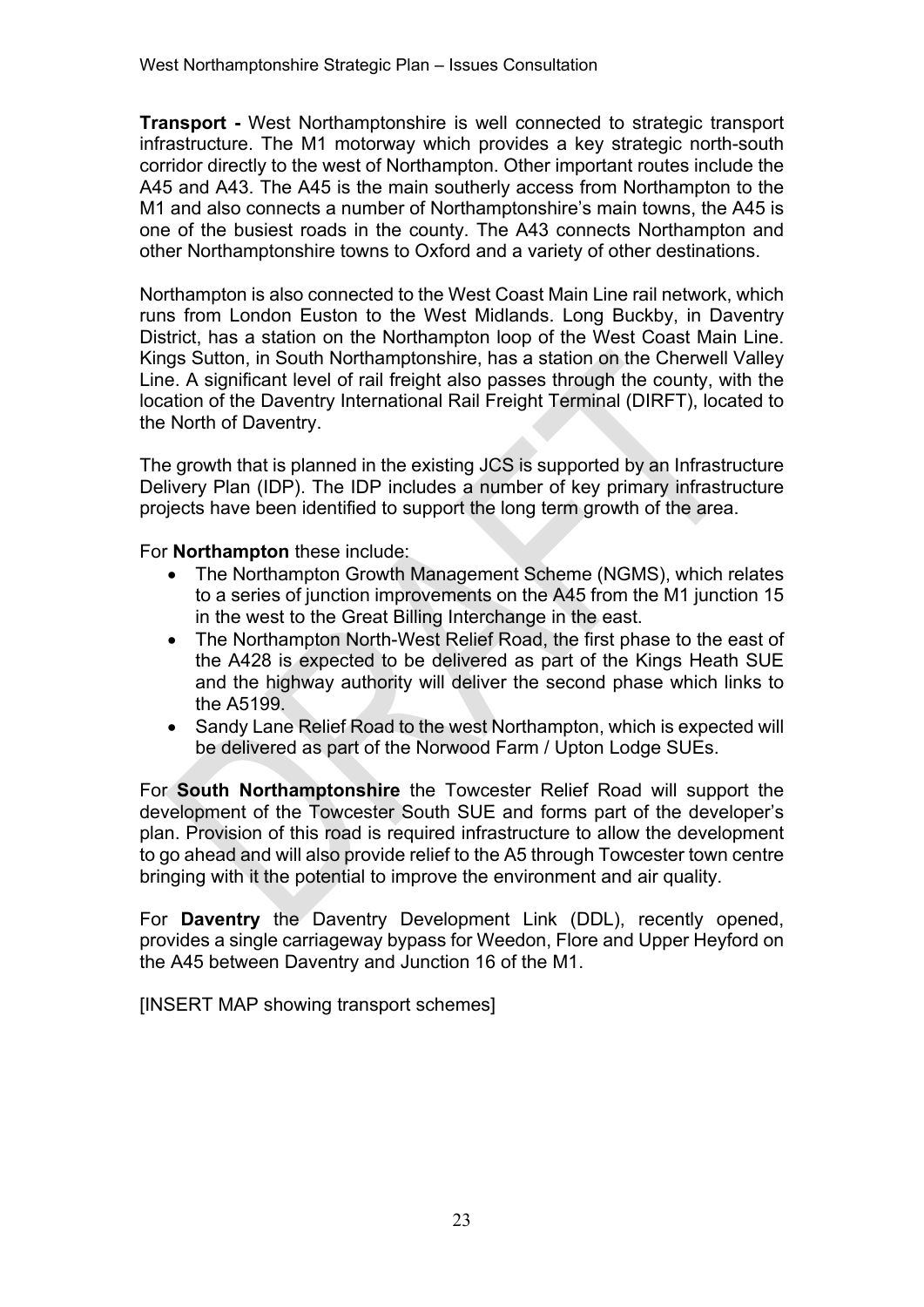**Transport -** West Northamptonshire is well connected to strategic transport infrastructure. The M1 motorway which provides a key strategic north-south corridor directly to the west of Northampton. Other important routes include the A45 and A43. The A45 is the main southerly access from Northampton to the M1 and also connects a number of Northamptonshire's main towns, the A45 is one of the busiest roads in the county. The A43 connects Northampton and other Northamptonshire towns to Oxford and a variety of other destinations.

Northampton is also connected to the West Coast Main Line rail network, which runs from London Euston to the West Midlands. Long Buckby, in Daventry District, has a station on the Northampton loop of the West Coast Main Line. Kings Sutton, in South Northamptonshire, has a station on the Cherwell Valley Line. A significant level of rail freight also passes through the county, with the location of the Daventry International Rail Freight Terminal (DIRFT), located to the North of Daventry.

The growth that is planned in the existing JCS is supported by an Infrastructure Delivery Plan (IDP). The IDP includes a number of key primary infrastructure projects have been identified to support the long term growth of the area.

For **Northampton** these include:

- The Northampton Growth Management Scheme (NGMS), which relates to a series of junction improvements on the A45 from the M1 junction 15 in the west to the Great Billing Interchange in the east.
- The Northampton North-West Relief Road, the first phase to the east of the A428 is expected to be delivered as part of the Kings Heath SUE and the highway authority will deliver the second phase which links to the A5199.
- Sandy Lane Relief Road to the west Northampton, which is expected will be delivered as part of the Norwood Farm / Upton Lodge SUEs.

For **South Northamptonshire** the Towcester Relief Road will support the development of the Towcester South SUE and forms part of the developer's plan. Provision of this road is required infrastructure to allow the development to go ahead and will also provide relief to the A5 through Towcester town centre bringing with it the potential to improve the environment and air quality.

For **Daventry** the Daventry Development Link (DDL), recently opened, provides a single carriageway bypass for Weedon, Flore and Upper Heyford on the A45 between Daventry and Junction 16 of the M1.

[INSERT MAP showing transport schemes]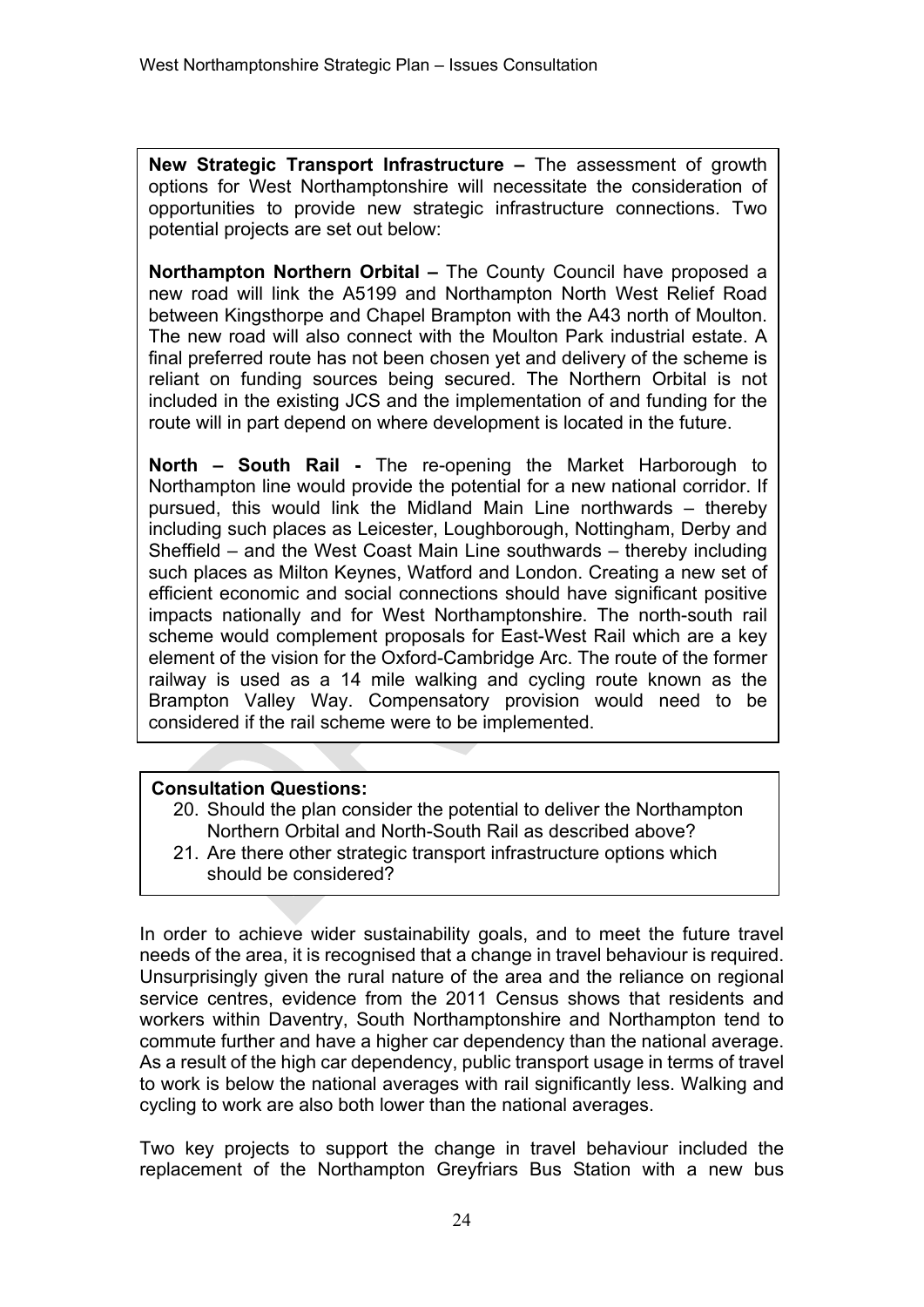**New Strategic Transport Infrastructure –** The assessment of growth options for West Northamptonshire will necessitate the consideration of opportunities to provide new strategic infrastructure connections. Two potential projects are set out below:

**Northampton Northern Orbital –** The County Council have proposed a new road will link the A5199 and Northampton North West Relief Road between Kingsthorpe and Chapel Brampton with the A43 north of Moulton. The new road will also connect with the Moulton Park industrial estate. A final preferred route has not been chosen yet and delivery of the scheme is reliant on funding sources being secured. The Northern Orbital is not included in the existing JCS and the implementation of and funding for the route will in part depend on where development is located in the future.

**North – South Rail -** The re-opening the Market Harborough to Northampton line would provide the potential for a new national corridor. If pursued, this would link the Midland Main Line northwards – thereby including such places as Leicester, Loughborough, Nottingham, Derby and Sheffield – and the West Coast Main Line southwards – thereby including such places as Milton Keynes, Watford and London. Creating a new set of efficient economic and social connections should have significant positive impacts nationally and for West Northamptonshire. The north-south rail scheme would complement proposals for East-West Rail which are a key element of the vision for the Oxford-Cambridge Arc. The route of the former railway is used as a 14 mile walking and cycling route known as the Brampton Valley Way. Compensatory provision would need to be considered if the rail scheme were to be implemented.

**Consultation Questions:**

20. Should the plan consider the potential to deliver the Northampton Northern Orbital and North-South Rail as described above?
21. Are there other strategic transport infrastructure options which should be considered?

In order to achieve wider sustainability goals, and to meet the future travel needs of the area, it is recognised that a change in travel behaviour is required. Unsurprisingly given the rural nature of the area and the reliance on regional service centres, evidence from the 2011 Census shows that residents and workers within Daventry, South Northamptonshire and Northampton tend to commute further and have a higher car dependency than the national average. As a result of the high car dependency, public transport usage in terms of travel to work is below the national averages with rail significantly less. Walking and cycling to work are also both lower than the national averages.

Two key projects to support the change in travel behaviour included the replacement of the Northampton Greyfriars Bus Station with a new bus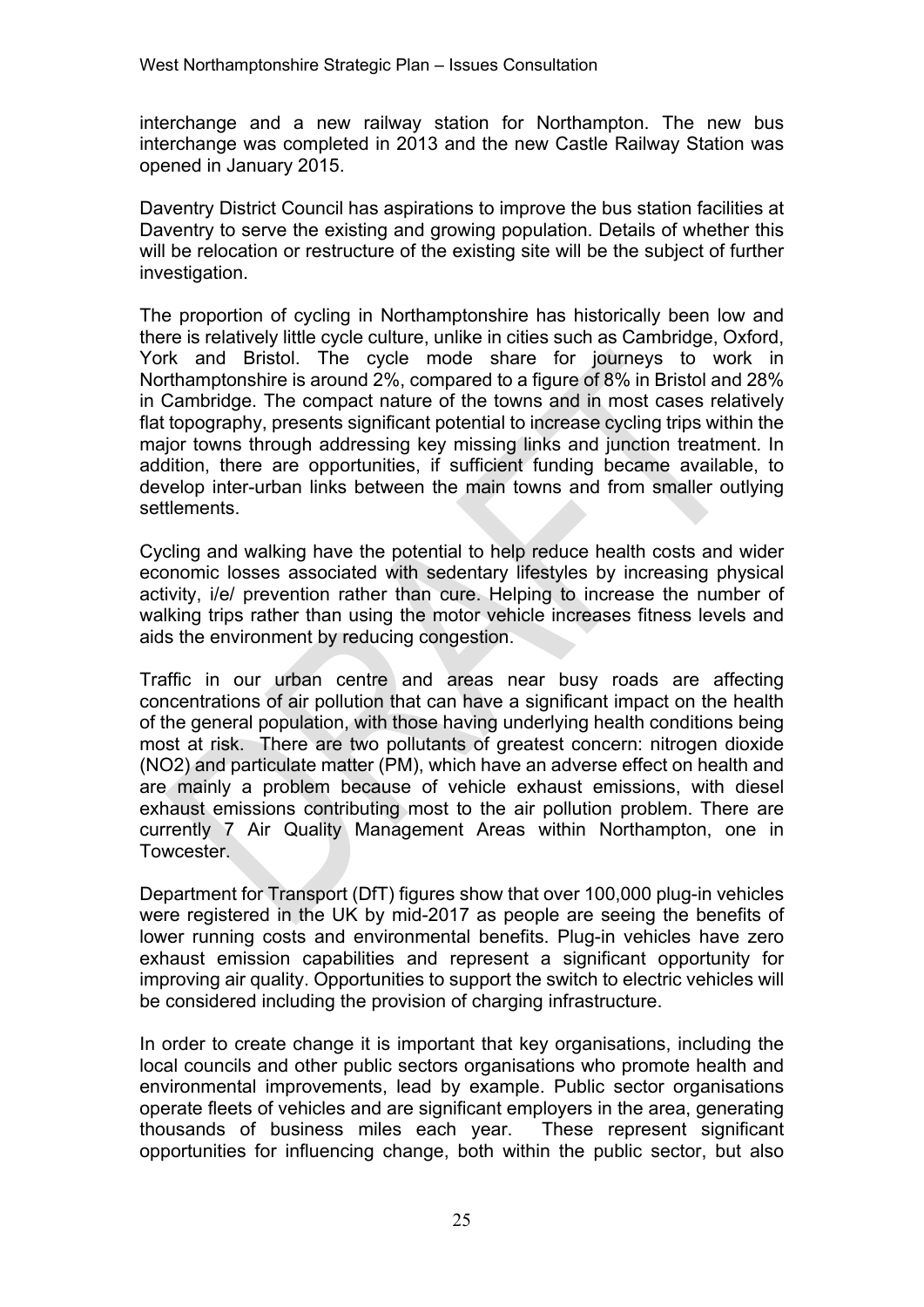interchange and a new railway station for Northampton. The new bus interchange was completed in 2013 and the new Castle Railway Station was opened in January 2015.

Daventry District Council has aspirations to improve the bus station facilities at Daventry to serve the existing and growing population. Details of whether this will be relocation or restructure of the existing site will be the subject of further investigation.

The proportion of cycling in Northamptonshire has historically been low and there is relatively little cycle culture, unlike in cities such as Cambridge, Oxford, York and Bristol. The cycle mode share for journeys to work in Northamptonshire is around 2%, compared to a figure of 8% in Bristol and 28% in Cambridge. The compact nature of the towns and in most cases relatively flat topography, presents significant potential to increase cycling trips within the major towns through addressing key missing links and junction treatment. In addition, there are opportunities, if sufficient funding became available, to develop inter-urban links between the main towns and from smaller outlying settlements.

Cycling and walking have the potential to help reduce health costs and wider economic losses associated with sedentary lifestyles by increasing physical activity, i/e/ prevention rather than cure. Helping to increase the number of walking trips rather than using the motor vehicle increases fitness levels and aids the environment by reducing congestion.

Traffic in our urban centre and areas near busy roads are affecting concentrations of air pollution that can have a significant impact on the health of the general population, with those having underlying health conditions being most at risk. There are two pollutants of greatest concern: nitrogen dioxide ($NO_2$) and particulate matter (PM), which have an adverse effect on health and are mainly a problem because of vehicle exhaust emissions, with diesel exhaust emissions contributing most to the air pollution problem. There are currently 7 Air Quality Management Areas within Northampton, one in Towcester.

Department for Transport (DfT) figures show that over 100,000 plug-in vehicles were registered in the UK by mid-2017 as people are seeing the benefits of lower running costs and environmental benefits. Plug-in vehicles have zero exhaust emission capabilities and represent a significant opportunity for improving air quality. Opportunities to support the switch to electric vehicles will be considered including the provision of charging infrastructure.

In order to create change it is important that key organisations, including the local councils and other public sectors organisations who promote health and environmental improvements, lead by example. Public sector organisations operate fleets of vehicles and are significant employers in the area, generating thousands of business miles each year. These represent significant opportunities for influencing change, both within the public sector, but also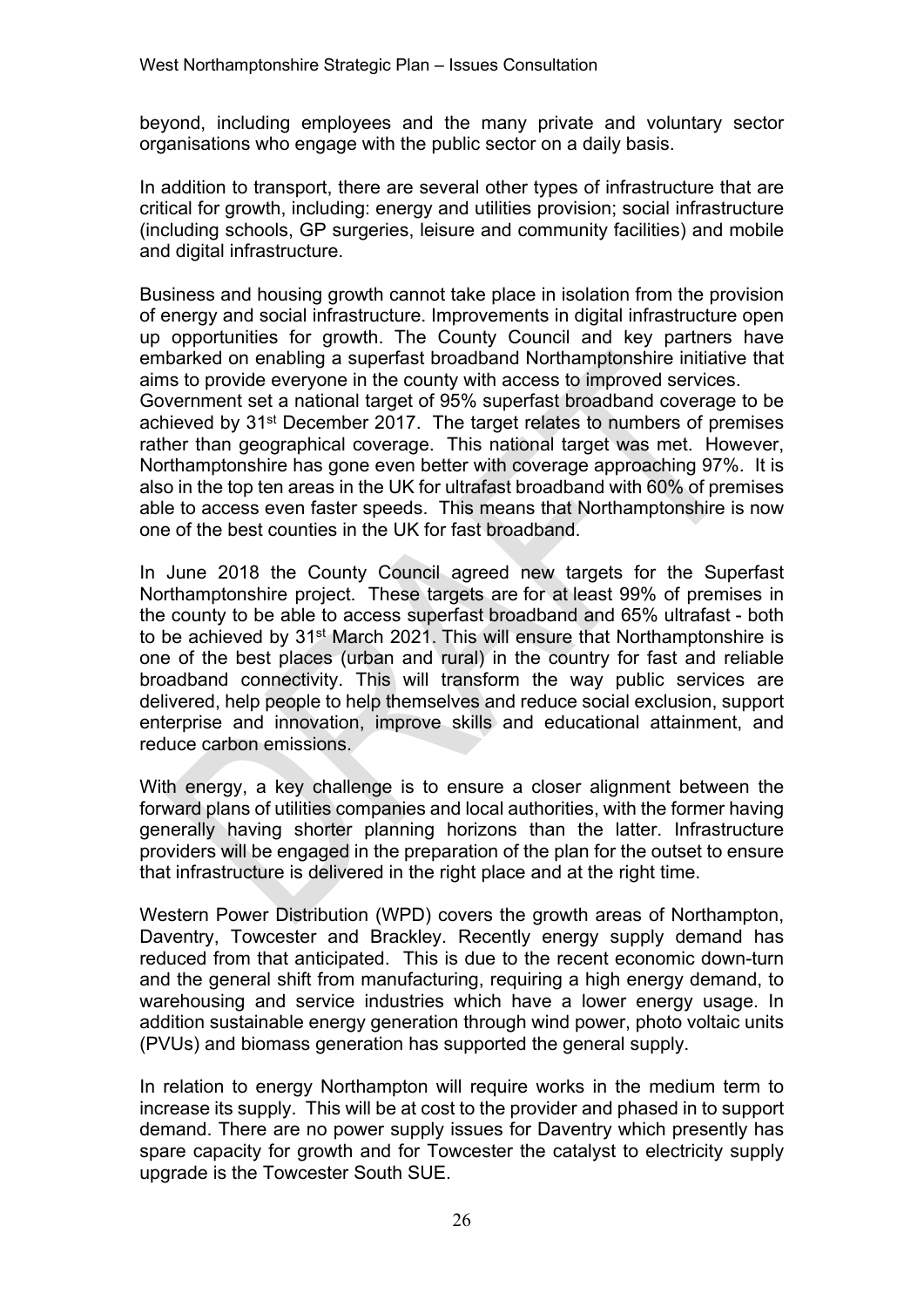beyond, including employees and the many private and voluntary sector organisations who engage with the public sector on a daily basis.

In addition to transport, there are several other types of infrastructure that are critical for growth, including: energy and utilities provision; social infrastructure (including schools, GP surgeries, leisure and community facilities) and mobile and digital infrastructure.

Business and housing growth cannot take place in isolation from the provision of energy and social infrastructure. Improvements in digital infrastructure open up opportunities for growth. The County Council and key partners have embarked on enabling a superfast broadband Northamptonshire initiative that aims to provide everyone in the county with access to improved services. Government set a national target of 95% superfast broadband coverage to be achieved by 31st December 2017. The target relates to numbers of premises rather than geographical coverage. This national target was met. However, Northamptonshire has gone even better with coverage approaching 97%. It is also in the top ten areas in the UK for ultrafast broadband with 60% of premises able to access even faster speeds. This means that Northamptonshire is now one of the best counties in the UK for fast broadband.

In June 2018 the County Council agreed new targets for the Superfast Northamptonshire project. These targets are for at least 99% of premises in the county to be able to access superfast broadband and 65% ultrafast - both to be achieved by 31st March 2021. This will ensure that Northamptonshire is one of the best places (urban and rural) in the country for fast and reliable broadband connectivity. This will transform the way public services are delivered, help people to help themselves and reduce social exclusion, support enterprise and innovation, improve skills and educational attainment, and reduce carbon emissions.

With energy, a key challenge is to ensure a closer alignment between the forward plans of utilities companies and local authorities, with the former having generally having shorter planning horizons than the latter. Infrastructure providers will be engaged in the preparation of the plan for the outset to ensure that infrastructure is delivered in the right place and at the right time.

Western Power Distribution (WPD) covers the growth areas of Northampton, Daventry, Towcester and Brackley. Recently energy supply demand has reduced from that anticipated. This is due to the recent economic down-turn and the general shift from manufacturing, requiring a high energy demand, to warehousing and service industries which have a lower energy usage. In addition sustainable energy generation through wind power, photo voltaic units (PVUs) and biomass generation has supported the general supply.

In relation to energy Northampton will require works in the medium term to increase its supply. This will be at cost to the provider and phased in to support demand. There are no power supply issues for Daventry which presently has spare capacity for growth and for Towcester the catalyst to electricity supply upgrade is the Towcester South SUE.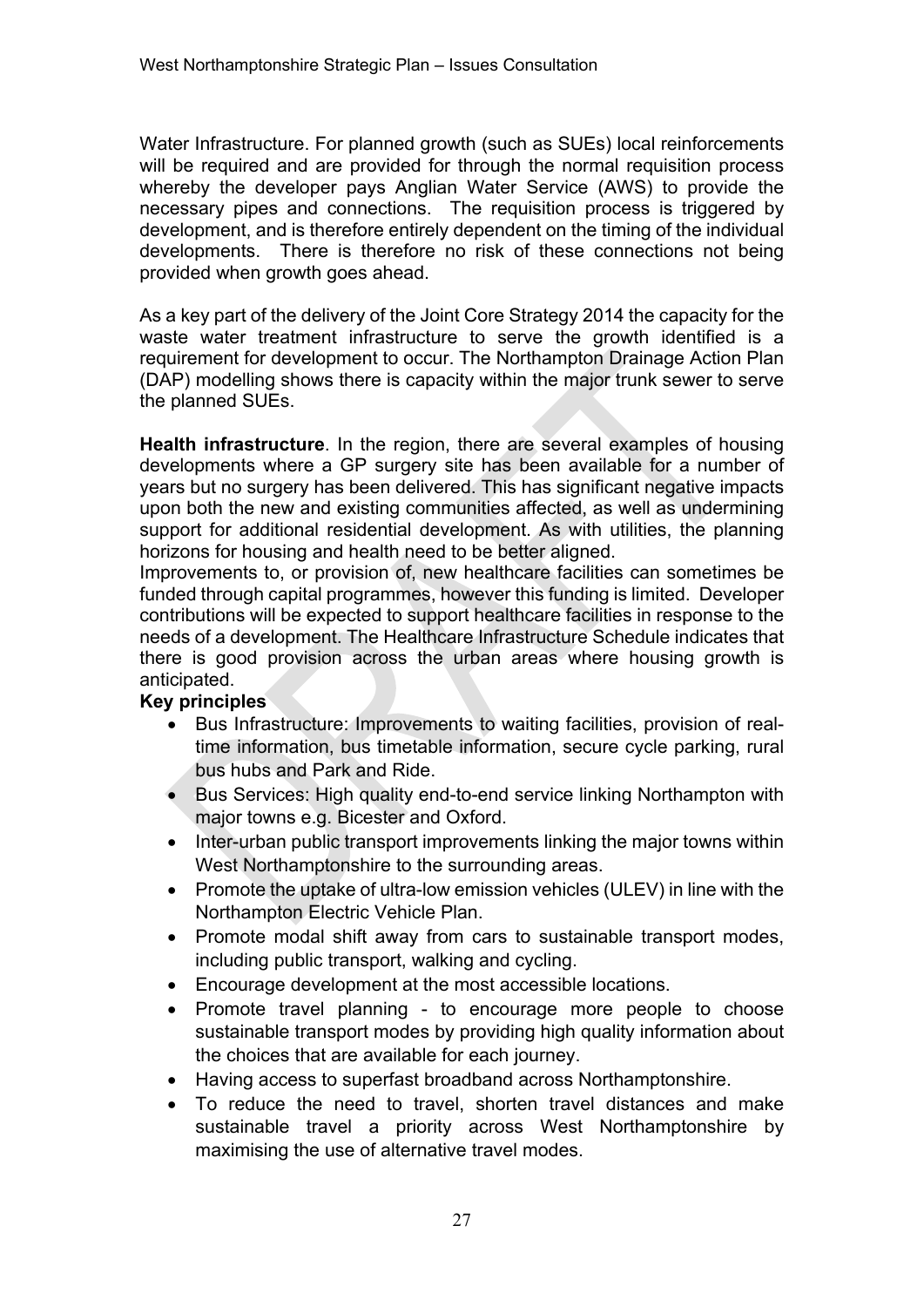Water Infrastructure. For planned growth (such as SUEs) local reinforcements will be required and are provided for through the normal requisition process whereby the developer pays Anglian Water Service (AWS) to provide the necessary pipes and connections. The requisition process is triggered by development, and is therefore entirely dependent on the timing of the individual developments. There is therefore no risk of these connections not being provided when growth goes ahead.

As a key part of the delivery of the Joint Core Strategy 2014 the capacity for the waste water treatment infrastructure to serve the growth identified is a requirement for development to occur. The Northampton Drainage Action Plan (DAP) modelling shows there is capacity within the major trunk sewer to serve the planned SUEs.

**Health infrastructure**. In the region, there are several examples of housing developments where a GP surgery site has been available for a number of years but no surgery has been delivered. This has significant negative impacts upon both the new and existing communities affected, as well as undermining support for additional residential development. As with utilities, the planning horizons for housing and health need to be better aligned.
Improvements to, or provision of, new healthcare facilities can sometimes be funded through capital programmes, however this funding is limited. Developer contributions will be expected to support healthcare facilities in response to the needs of a development. The Healthcare Infrastructure Schedule indicates that there is good provision across the urban areas where housing growth is anticipated.

**Key principles**

- Bus Infrastructure: Improvements to waiting facilities, provision of real-time information, bus timetable information, secure cycle parking, rural bus hubs and Park and Ride.
- Bus Services: High quality end-to-end service linking Northampton with major towns e.g. Bicester and Oxford.
- Inter-urban public transport improvements linking the major towns within West Northamptonshire to the surrounding areas.
- Promote the uptake of ultra-low emission vehicles (ULEV) in line with the Northampton Electric Vehicle Plan.
- Promote modal shift away from cars to sustainable transport modes, including public transport, walking and cycling.
- Encourage development at the most accessible locations.
- Promote travel planning - to encourage more people to choose sustainable transport modes by providing high quality information about the choices that are available for each journey.
- Having access to superfast broadband across Northamptonshire.
- To reduce the need to travel, shorten travel distances and make sustainable travel a priority across West Northamptonshire by maximising the use of alternative travel modes.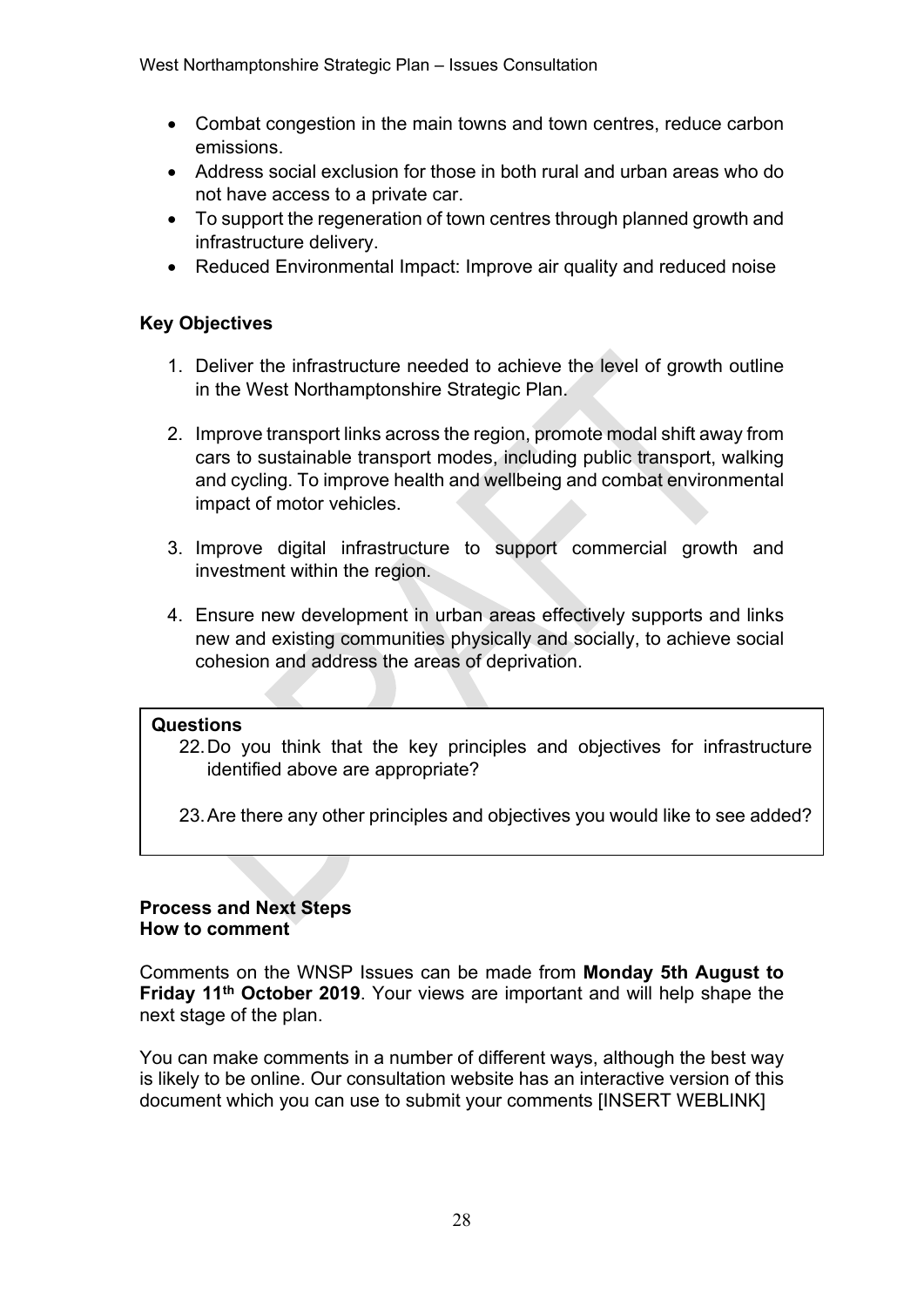- Combat congestion in the main towns and town centres, reduce carbon emissions.
- Address social exclusion for those in both rural and urban areas who do not have access to a private car.
- To support the regeneration of town centres through planned growth and infrastructure delivery.
- Reduced Environmental Impact: Improve air quality and reduced noise

**Key Objectives**

1. Deliver the infrastructure needed to achieve the level of growth outline in the West Northamptonshire Strategic Plan.

2. Improve transport links across the region, promote modal shift away from cars to sustainable transport modes, including public transport, walking and cycling. To improve health and wellbeing and combat environmental impact of motor vehicles.

3. Improve digital infrastructure to support commercial growth and investment within the region.

4. Ensure new development in urban areas effectively supports and links new and existing communities physically and socially, to achieve social cohesion and address the areas of deprivation.

**Questions**

22. Do you think that the key principles and objectives for infrastructure identified above are appropriate?

23. Are there any other principles and objectives you would like to see added?

**Process and Next Steps**
**How to comment**

Comments on the WNSP Issues can be made from **Monday 5th August to Friday 11th October 2019**. Your views are important and will help shape the next stage of the plan.

You can make comments in a number of different ways, although the best way is likely to be online. Our consultation website has an interactive version of this document which you can use to submit your comments [INSERT WEBLINK]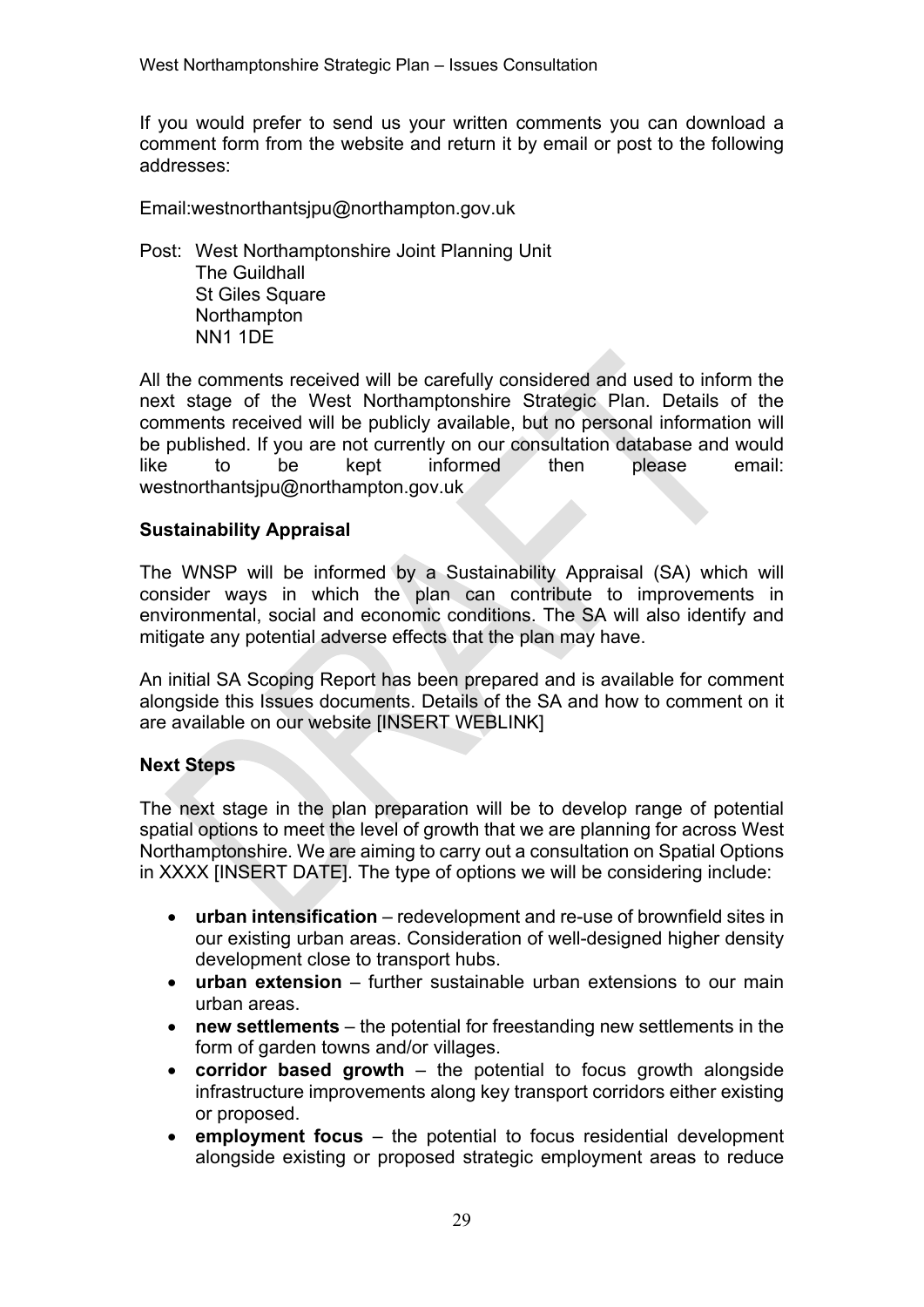If you would prefer to send us your written comments you can download a comment form from the website and return it by email or post to the following addresses:

Email:westnorthantsjpu@northampton.gov.uk

Post: West Northamptonshire Joint Planning Unit
The Guildhall
St Giles Square
Northampton
NN1 1DE

All the comments received will be carefully considered and used to inform the next stage of the West Northamptonshire Strategic Plan. Details of the comments received will be publicly available, but no personal information will be published. If you are not currently on our consultation database and would like to be kept informed then please email: westnorthantsjpu@northampton.gov.uk

**Sustainability Appraisal**

The WNSP will be informed by a Sustainability Appraisal (SA) which will consider ways in which the plan can contribute to improvements in environmental, social and economic conditions. The SA will also identify and mitigate any potential adverse effects that the plan may have.

An initial SA Scoping Report has been prepared and is available for comment alongside this Issues documents. Details of the SA and how to comment on it are available on our website [INSERT WEBLINK]

**Next Steps**

The next stage in the plan preparation will be to develop range of potential spatial options to meet the level of growth that we are planning for across West Northamptonshire. We are aiming to carry out a consultation on Spatial Options in XXXX [INSERT DATE]. The type of options we will be considering include:

- **urban intensification** – redevelopment and re-use of brownfield sites in our existing urban areas. Consideration of well-designed higher density development close to transport hubs.
- **urban extension** – further sustainable urban extensions to our main urban areas.
- **new settlements** – the potential for freestanding new settlements in the form of garden towns and/or villages.
- **corridor based growth** – the potential to focus growth alongside infrastructure improvements along key transport corridors either existing or proposed.
- **employment focus** – the potential to focus residential development alongside existing or proposed strategic employment areas to reduce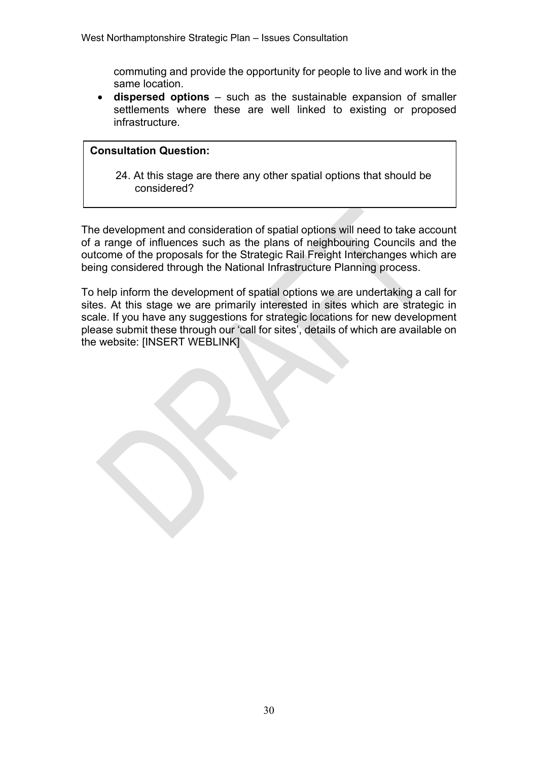commuting and provide the opportunity for people to live and work in the same location.

- **dispersed options** – such as the sustainable expansion of smaller settlements where these are well linked to existing or proposed infrastructure.

**Consultation Question:**

24. At this stage are there any other spatial options that should be considered?

The development and consideration of spatial options will need to take account of a range of influences such as the plans of neighbouring Councils and the outcome of the proposals for the Strategic Rail Freight Interchanges which are being considered through the National Infrastructure Planning process.

To help inform the development of spatial options we are undertaking a call for sites. At this stage we are primarily interested in sites which are strategic in scale. If you have any suggestions for strategic locations for new development please submit these through our 'call for sites', details of which are available on the website: [INSERT WEBLINK]